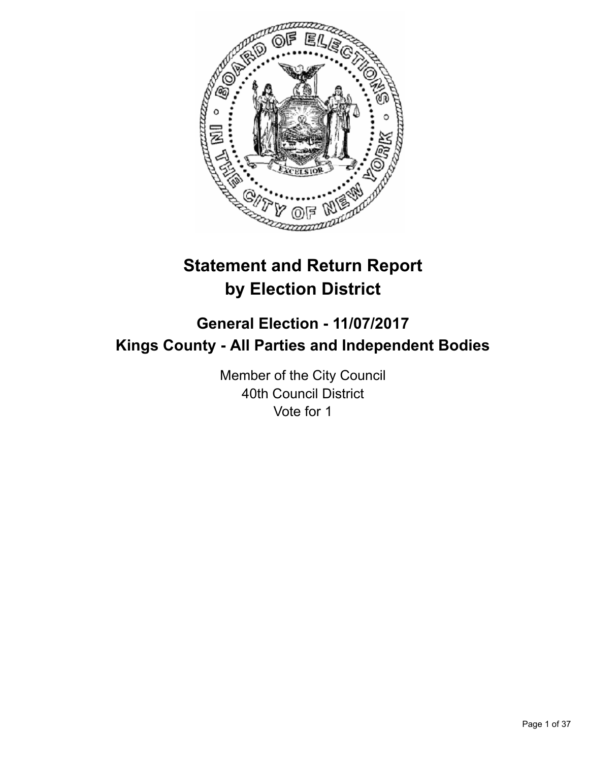# Statement and Return Report by Election District

## General Election - 11/07/2017
## Kings County - All Parties and Independent Bodies

Member of the City Council
40th Council District
Vote for 1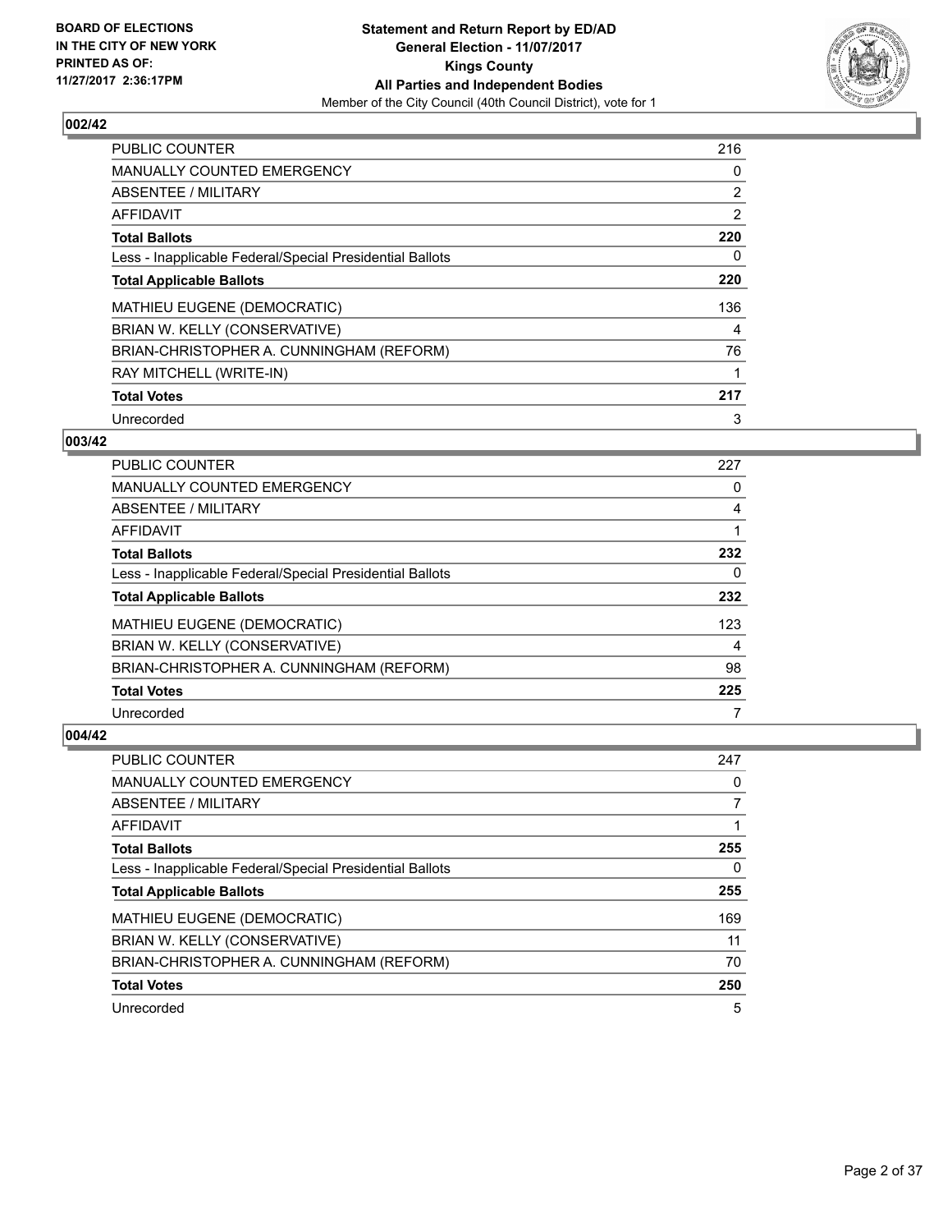**BOARD OF ELECTIONS IN THE CITY OF NEW YORK PRINTED AS OF: 11/27/2017 2:36:17PM**

**Statement and Return Report by ED/AD General Election - 11/07/2017 Kings County All Parties and Independent Bodies**

Member of the City Council (40th Council District), vote for 1

## 002/42

| | |
|---|---|
| PUBLIC COUNTER | 216 |
| MANUALLY COUNTED EMERGENCY | 0 |
| ABSENTEE / MILITARY | 2 |
| AFFIDAVIT | 2 |
| **Total Ballots** | **220** |
| Less - Inapplicable Federal/Special Presidential Ballots | 0 |
| **Total Applicable Ballots** | **220** |
| MATHIEU EUGENE (DEMOCRATIC) | 136 |
| BRIAN W. KELLY (CONSERVATIVE) | 4 |
| BRIAN-CHRISTOPHER A. CUNNINGHAM (REFORM) | 76 |
| RAY MITCHELL (WRITE-IN) | 1 |
| **Total Votes** | **217** |
| Unrecorded | 3 |

## 003/42

| | |
|---|---|
| PUBLIC COUNTER | 227 |
| MANUALLY COUNTED EMERGENCY | 0 |
| ABSENTEE / MILITARY | 4 |
| AFFIDAVIT | 1 |
| **Total Ballots** | **232** |
| Less - Inapplicable Federal/Special Presidential Ballots | 0 |
| **Total Applicable Ballots** | **232** |
| MATHIEU EUGENE (DEMOCRATIC) | 123 |
| BRIAN W. KELLY (CONSERVATIVE) | 4 |
| BRIAN-CHRISTOPHER A. CUNNINGHAM (REFORM) | 98 |
| **Total Votes** | **225** |
| Unrecorded | 7 |

## 004/42

| | |
|---|---|
| PUBLIC COUNTER | 247 |
| MANUALLY COUNTED EMERGENCY | 0 |
| ABSENTEE / MILITARY | 7 |
| AFFIDAVIT | 1 |
| **Total Ballots** | **255** |
| Less - Inapplicable Federal/Special Presidential Ballots | 0 |
| **Total Applicable Ballots** | **255** |
| MATHIEU EUGENE (DEMOCRATIC) | 169 |
| BRIAN W. KELLY (CONSERVATIVE) | 11 |
| BRIAN-CHRISTOPHER A. CUNNINGHAM (REFORM) | 70 |
| **Total Votes** | **250** |
| Unrecorded | 5 |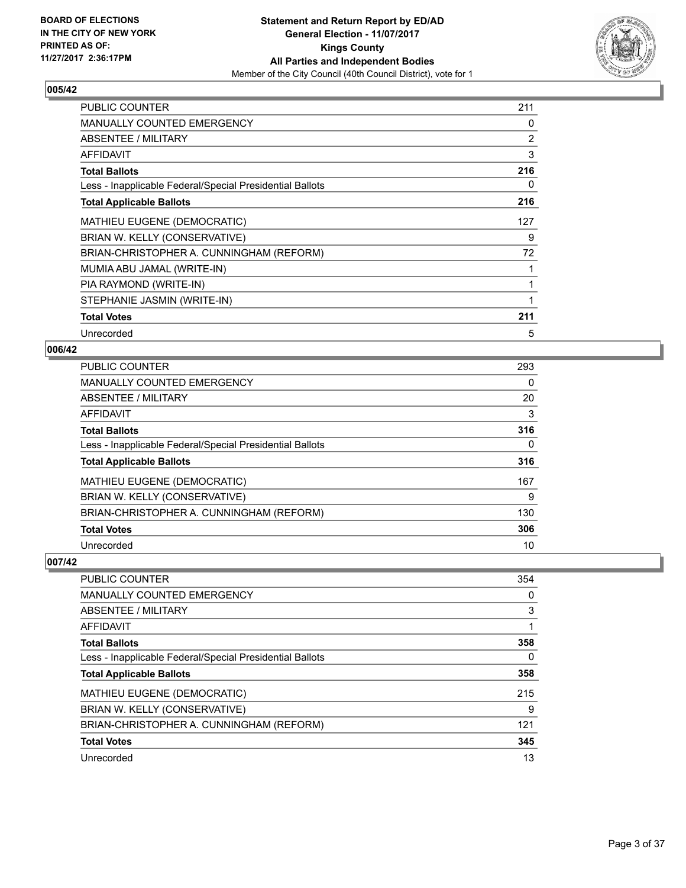**BOARD OF ELECTIONS IN THE CITY OF NEW YORK PRINTED AS OF: 11/27/2017 2:36:17PM**

**Statement and Return Report by ED/AD**
**General Election - 11/07/2017**
**Kings County**
**All Parties and Independent Bodies**
Member of the City Council (40th Council District), vote for 1

## 005/42

| | |
|---|---|
| PUBLIC COUNTER | 211 |
| MANUALLY COUNTED EMERGENCY | 0 |
| ABSENTEE / MILITARY | 2 |
| AFFIDAVIT | 3 |
| **Total Ballots** | **216** |
| Less - Inapplicable Federal/Special Presidential Ballots | 0 |
| **Total Applicable Ballots** | **216** |
| MATHIEU EUGENE (DEMOCRATIC) | 127 |
| BRIAN W. KELLY (CONSERVATIVE) | 9 |
| BRIAN-CHRISTOPHER A. CUNNINGHAM (REFORM) | 72 |
| MUMIA ABU JAMAL (WRITE-IN) | 1 |
| PIA RAYMOND (WRITE-IN) | 1 |
| STEPHANIE JASMIN (WRITE-IN) | 1 |
| **Total Votes** | **211** |
| Unrecorded | 5 |

## 006/42

| | |
|---|---|
| PUBLIC COUNTER | 293 |
| MANUALLY COUNTED EMERGENCY | 0 |
| ABSENTEE / MILITARY | 20 |
| AFFIDAVIT | 3 |
| **Total Ballots** | **316** |
| Less - Inapplicable Federal/Special Presidential Ballots | 0 |
| **Total Applicable Ballots** | **316** |
| MATHIEU EUGENE (DEMOCRATIC) | 167 |
| BRIAN W. KELLY (CONSERVATIVE) | 9 |
| BRIAN-CHRISTOPHER A. CUNNINGHAM (REFORM) | 130 |
| **Total Votes** | **306** |
| Unrecorded | 10 |

## 007/42

| | |
|---|---|
| PUBLIC COUNTER | 354 |
| MANUALLY COUNTED EMERGENCY | 0 |
| ABSENTEE / MILITARY | 3 |
| AFFIDAVIT | 1 |
| **Total Ballots** | **358** |
| Less - Inapplicable Federal/Special Presidential Ballots | 0 |
| **Total Applicable Ballots** | **358** |
| MATHIEU EUGENE (DEMOCRATIC) | 215 |
| BRIAN W. KELLY (CONSERVATIVE) | 9 |
| BRIAN-CHRISTOPHER A. CUNNINGHAM (REFORM) | 121 |
| **Total Votes** | **345** |
| Unrecorded | 13 |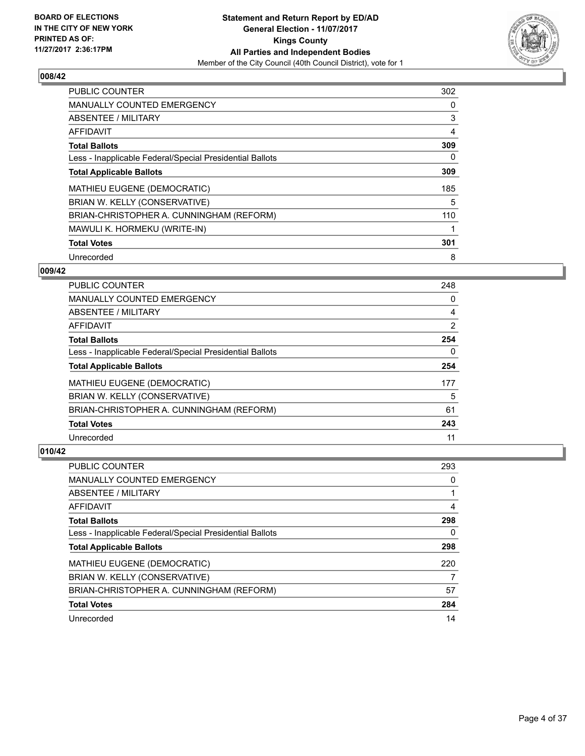**Statement and Return Report by ED/AD**
**General Election - 11/07/2017**
**Kings County**
**All Parties and Independent Bodies**
Member of the City Council (40th Council District), vote for 1

BOARD OF ELECTIONS
IN THE CITY OF NEW YORK
PRINTED AS OF:
11/27/2017 2:36:17PM

## 008/42

| | |
|---|---|
| PUBLIC COUNTER | 302 |
| MANUALLY COUNTED EMERGENCY | 0 |
| ABSENTEE / MILITARY | 3 |
| AFFIDAVIT | 4 |
| **Total Ballots** | **309** |
| Less - Inapplicable Federal/Special Presidential Ballots | 0 |
| **Total Applicable Ballots** | **309** |
| MATHIEU EUGENE (DEMOCRATIC) | 185 |
| BRIAN W. KELLY (CONSERVATIVE) | 5 |
| BRIAN-CHRISTOPHER A. CUNNINGHAM (REFORM) | 110 |
| MAWULI K. HORMEKU (WRITE-IN) | 1 |
| **Total Votes** | **301** |
| Unrecorded | 8 |

## 009/42

| | |
|---|---|
| PUBLIC COUNTER | 248 |
| MANUALLY COUNTED EMERGENCY | 0 |
| ABSENTEE / MILITARY | 4 |
| AFFIDAVIT | 2 |
| **Total Ballots** | **254** |
| Less - Inapplicable Federal/Special Presidential Ballots | 0 |
| **Total Applicable Ballots** | **254** |
| MATHIEU EUGENE (DEMOCRATIC) | 177 |
| BRIAN W. KELLY (CONSERVATIVE) | 5 |
| BRIAN-CHRISTOPHER A. CUNNINGHAM (REFORM) | 61 |
| **Total Votes** | **243** |
| Unrecorded | 11 |

## 010/42

| | |
|---|---|
| PUBLIC COUNTER | 293 |
| MANUALLY COUNTED EMERGENCY | 0 |
| ABSENTEE / MILITARY | 1 |
| AFFIDAVIT | 4 |
| **Total Ballots** | **298** |
| Less - Inapplicable Federal/Special Presidential Ballots | 0 |
| **Total Applicable Ballots** | **298** |
| MATHIEU EUGENE (DEMOCRATIC) | 220 |
| BRIAN W. KELLY (CONSERVATIVE) | 7 |
| BRIAN-CHRISTOPHER A. CUNNINGHAM (REFORM) | 57 |
| **Total Votes** | **284** |
| Unrecorded | 14 |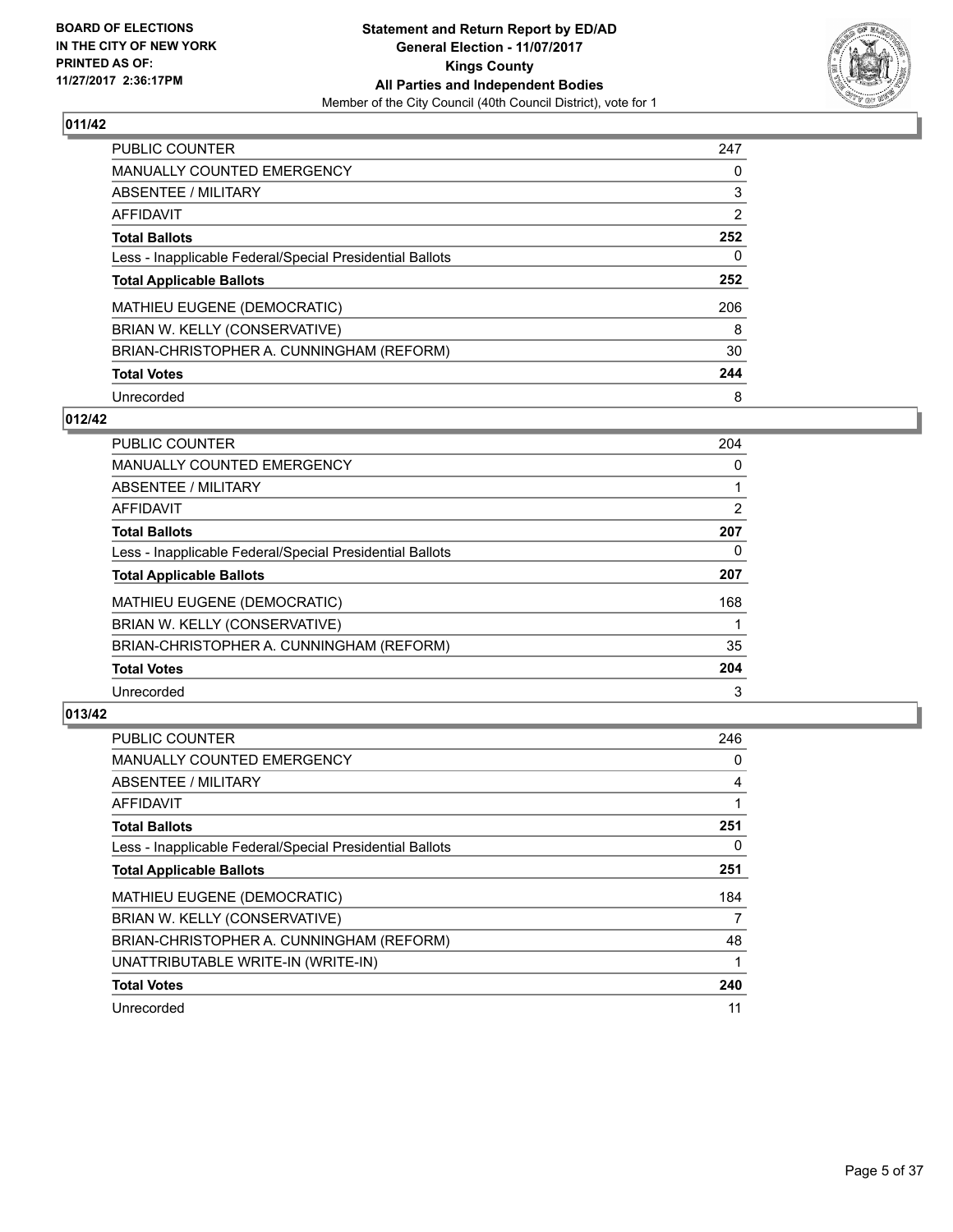**BOARD OF ELECTIONS IN THE CITY OF NEW YORK PRINTED AS OF: 11/27/2017 2:36:17PM**

**Statement and Return Report by ED/AD**
**General Election - 11/07/2017**
**Kings County**
**All Parties and Independent Bodies**
Member of the City Council (40th Council District), vote for 1

## 011/42

| | |
|---|---|
| PUBLIC COUNTER | 247 |
| MANUALLY COUNTED EMERGENCY | 0 |
| ABSENTEE / MILITARY | 3 |
| AFFIDAVIT | 2 |
| **Total Ballots** | **252** |
| Less - Inapplicable Federal/Special Presidential Ballots | 0 |
| **Total Applicable Ballots** | **252** |
| MATHIEU EUGENE (DEMOCRATIC) | 206 |
| BRIAN W. KELLY (CONSERVATIVE) | 8 |
| BRIAN-CHRISTOPHER A. CUNNINGHAM (REFORM) | 30 |
| **Total Votes** | **244** |
| Unrecorded | 8 |

## 012/42

| | |
|---|---|
| PUBLIC COUNTER | 204 |
| MANUALLY COUNTED EMERGENCY | 0 |
| ABSENTEE / MILITARY | 1 |
| AFFIDAVIT | 2 |
| **Total Ballots** | **207** |
| Less - Inapplicable Federal/Special Presidential Ballots | 0 |
| **Total Applicable Ballots** | **207** |
| MATHIEU EUGENE (DEMOCRATIC) | 168 |
| BRIAN W. KELLY (CONSERVATIVE) | 1 |
| BRIAN-CHRISTOPHER A. CUNNINGHAM (REFORM) | 35 |
| **Total Votes** | **204** |
| Unrecorded | 3 |

## 013/42

| | |
|---|---|
| PUBLIC COUNTER | 246 |
| MANUALLY COUNTED EMERGENCY | 0 |
| ABSENTEE / MILITARY | 4 |
| AFFIDAVIT | 1 |
| **Total Ballots** | **251** |
| Less - Inapplicable Federal/Special Presidential Ballots | 0 |
| **Total Applicable Ballots** | **251** |
| MATHIEU EUGENE (DEMOCRATIC) | 184 |
| BRIAN W. KELLY (CONSERVATIVE) | 7 |
| BRIAN-CHRISTOPHER A. CUNNINGHAM (REFORM) | 48 |
| UNATTRIBUTABLE WRITE-IN (WRITE-IN) | 1 |
| **Total Votes** | **240** |
| Unrecorded | 11 |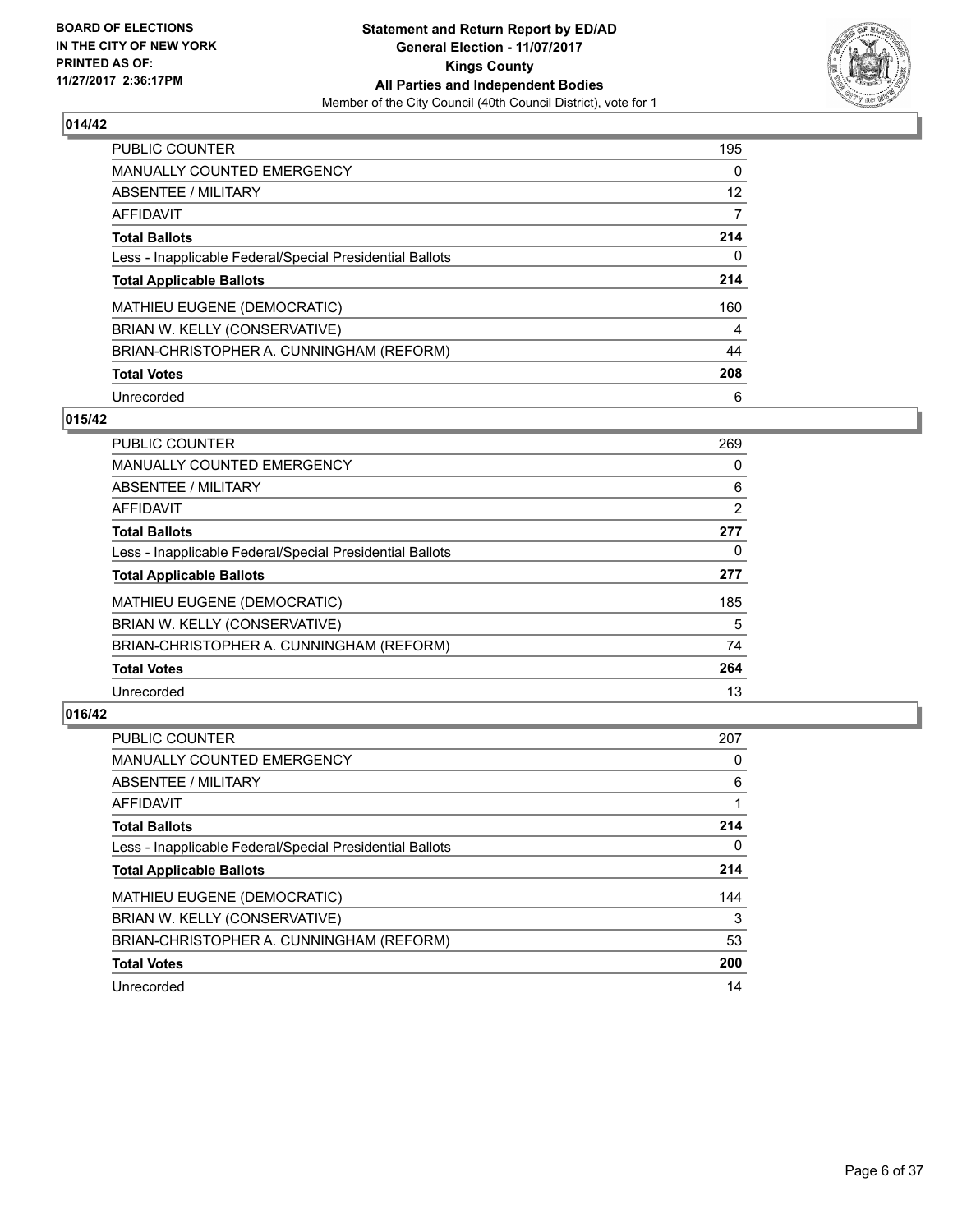**BOARD OF ELECTIONS IN THE CITY OF NEW YORK PRINTED AS OF: 11/27/2017 2:36:17PM**

**Statement and Return Report by ED/AD General Election - 11/07/2017 Kings County All Parties and Independent Bodies**

Member of the City Council (40th Council District), vote for 1

## 014/42

| | |
|---|---|
| PUBLIC COUNTER | 195 |
| MANUALLY COUNTED EMERGENCY | 0 |
| ABSENTEE / MILITARY | 12 |
| AFFIDAVIT | 7 |
| **Total Ballots** | **214** |
| Less - Inapplicable Federal/Special Presidential Ballots | 0 |
| **Total Applicable Ballots** | **214** |
| MATHIEU EUGENE (DEMOCRATIC) | 160 |
| BRIAN W. KELLY (CONSERVATIVE) | 4 |
| BRIAN-CHRISTOPHER A. CUNNINGHAM (REFORM) | 44 |
| **Total Votes** | **208** |
| Unrecorded | 6 |

## 015/42

| | |
|---|---|
| PUBLIC COUNTER | 269 |
| MANUALLY COUNTED EMERGENCY | 0 |
| ABSENTEE / MILITARY | 6 |
| AFFIDAVIT | 2 |
| **Total Ballots** | **277** |
| Less - Inapplicable Federal/Special Presidential Ballots | 0 |
| **Total Applicable Ballots** | **277** |
| MATHIEU EUGENE (DEMOCRATIC) | 185 |
| BRIAN W. KELLY (CONSERVATIVE) | 5 |
| BRIAN-CHRISTOPHER A. CUNNINGHAM (REFORM) | 74 |
| **Total Votes** | **264** |
| Unrecorded | 13 |

## 016/42

| | |
|---|---|
| PUBLIC COUNTER | 207 |
| MANUALLY COUNTED EMERGENCY | 0 |
| ABSENTEE / MILITARY | 6 |
| AFFIDAVIT | 1 |
| **Total Ballots** | **214** |
| Less - Inapplicable Federal/Special Presidential Ballots | 0 |
| **Total Applicable Ballots** | **214** |
| MATHIEU EUGENE (DEMOCRATIC) | 144 |
| BRIAN W. KELLY (CONSERVATIVE) | 3 |
| BRIAN-CHRISTOPHER A. CUNNINGHAM (REFORM) | 53 |
| **Total Votes** | **200** |
| Unrecorded | 14 |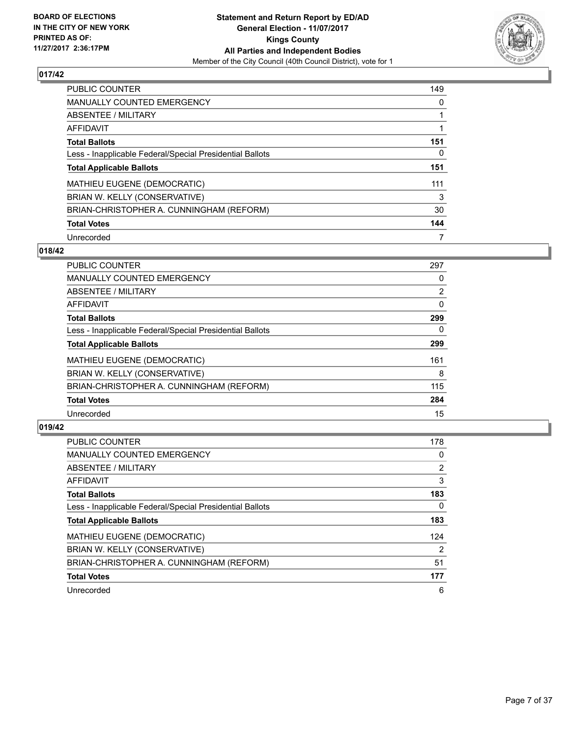## 017/42

| | |
|---|---|
| PUBLIC COUNTER | 149 |
| MANUALLY COUNTED EMERGENCY | 0 |
| ABSENTEE / MILITARY | 1 |
| AFFIDAVIT | 1 |
| **Total Ballots** | **151** |
| Less - Inapplicable Federal/Special Presidential Ballots | 0 |
| **Total Applicable Ballots** | **151** |
| MATHIEU EUGENE (DEMOCRATIC) | 111 |
| BRIAN W. KELLY (CONSERVATIVE) | 3 |
| BRIAN-CHRISTOPHER A. CUNNINGHAM (REFORM) | 30 |
| **Total Votes** | **144** |
| Unrecorded | 7 |

## 018/42

| | |
|---|---|
| PUBLIC COUNTER | 297 |
| MANUALLY COUNTED EMERGENCY | 0 |
| ABSENTEE / MILITARY | 2 |
| AFFIDAVIT | 0 |
| **Total Ballots** | **299** |
| Less - Inapplicable Federal/Special Presidential Ballots | 0 |
| **Total Applicable Ballots** | **299** |
| MATHIEU EUGENE (DEMOCRATIC) | 161 |
| BRIAN W. KELLY (CONSERVATIVE) | 8 |
| BRIAN-CHRISTOPHER A. CUNNINGHAM (REFORM) | 115 |
| **Total Votes** | **284** |
| Unrecorded | 15 |

## 019/42

| | |
|---|---|
| PUBLIC COUNTER | 178 |
| MANUALLY COUNTED EMERGENCY | 0 |
| ABSENTEE / MILITARY | 2 |
| AFFIDAVIT | 3 |
| **Total Ballots** | **183** |
| Less - Inapplicable Federal/Special Presidential Ballots | 0 |
| **Total Applicable Ballots** | **183** |
| MATHIEU EUGENE (DEMOCRATIC) | 124 |
| BRIAN W. KELLY (CONSERVATIVE) | 2 |
| BRIAN-CHRISTOPHER A. CUNNINGHAM (REFORM) | 51 |
| **Total Votes** | **177** |
| Unrecorded | 6 |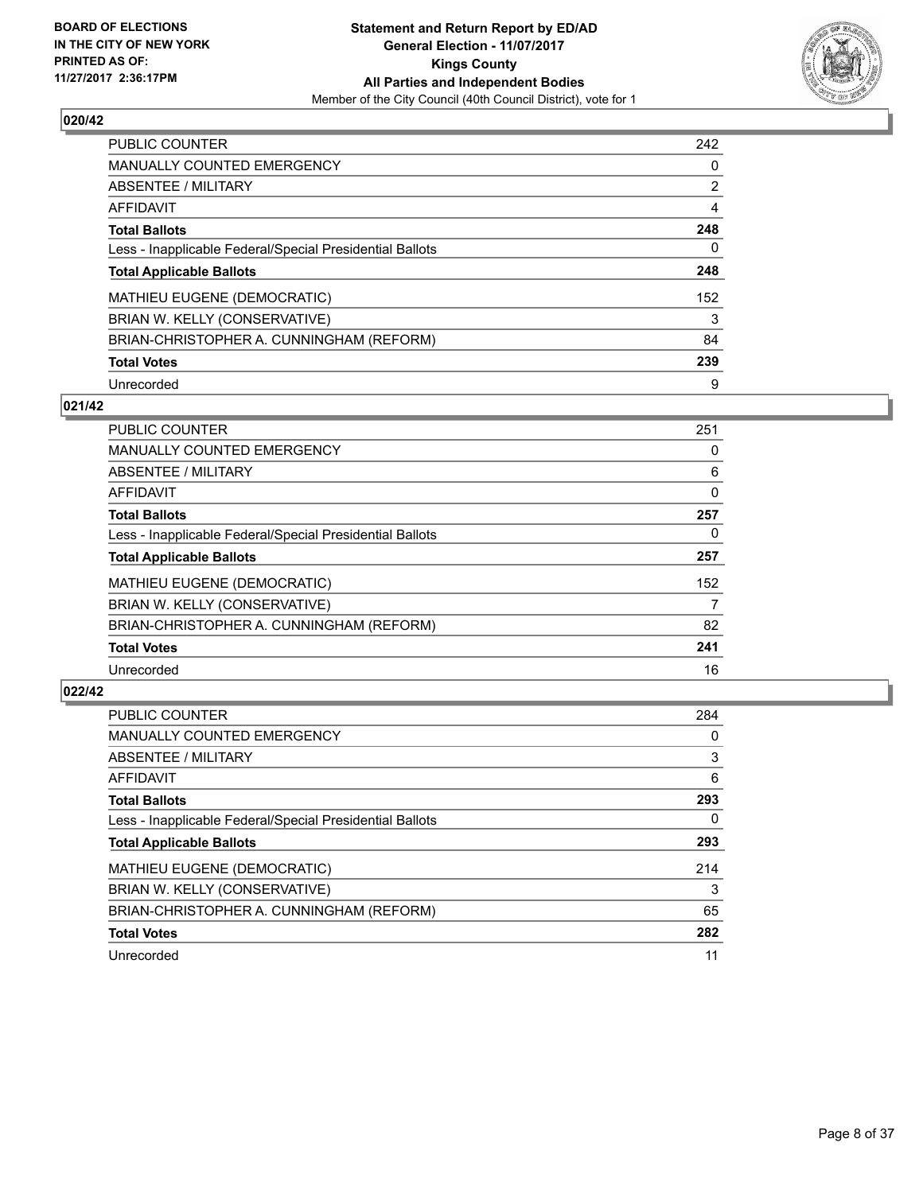**BOARD OF ELECTIONS IN THE CITY OF NEW YORK PRINTED AS OF: 11/27/2017 2:36:17PM**

**Statement and Return Report by ED/AD General Election - 11/07/2017 Kings County All Parties and Independent Bodies**
Member of the City Council (40th Council District), vote for 1

### 020/42

| | |
|---|---|
| PUBLIC COUNTER | 242 |
| MANUALLY COUNTED EMERGENCY | 0 |
| ABSENTEE / MILITARY | 2 |
| AFFIDAVIT | 4 |
| **Total Ballots** | **248** |
| Less - Inapplicable Federal/Special Presidential Ballots | 0 |
| **Total Applicable Ballots** | **248** |
| MATHIEU EUGENE (DEMOCRATIC) | 152 |
| BRIAN W. KELLY (CONSERVATIVE) | 3 |
| BRIAN-CHRISTOPHER A. CUNNINGHAM (REFORM) | 84 |
| **Total Votes** | **239** |
| Unrecorded | 9 |

### 021/42

| | |
|---|---|
| PUBLIC COUNTER | 251 |
| MANUALLY COUNTED EMERGENCY | 0 |
| ABSENTEE / MILITARY | 6 |
| AFFIDAVIT | 0 |
| **Total Ballots** | **257** |
| Less - Inapplicable Federal/Special Presidential Ballots | 0 |
| **Total Applicable Ballots** | **257** |
| MATHIEU EUGENE (DEMOCRATIC) | 152 |
| BRIAN W. KELLY (CONSERVATIVE) | 7 |
| BRIAN-CHRISTOPHER A. CUNNINGHAM (REFORM) | 82 |
| **Total Votes** | **241** |
| Unrecorded | 16 |

### 022/42

| | |
|---|---|
| PUBLIC COUNTER | 284 |
| MANUALLY COUNTED EMERGENCY | 0 |
| ABSENTEE / MILITARY | 3 |
| AFFIDAVIT | 6 |
| **Total Ballots** | **293** |
| Less - Inapplicable Federal/Special Presidential Ballots | 0 |
| **Total Applicable Ballots** | **293** |
| MATHIEU EUGENE (DEMOCRATIC) | 214 |
| BRIAN W. KELLY (CONSERVATIVE) | 3 |
| BRIAN-CHRISTOPHER A. CUNNINGHAM (REFORM) | 65 |
| **Total Votes** | **282** |
| Unrecorded | 11 |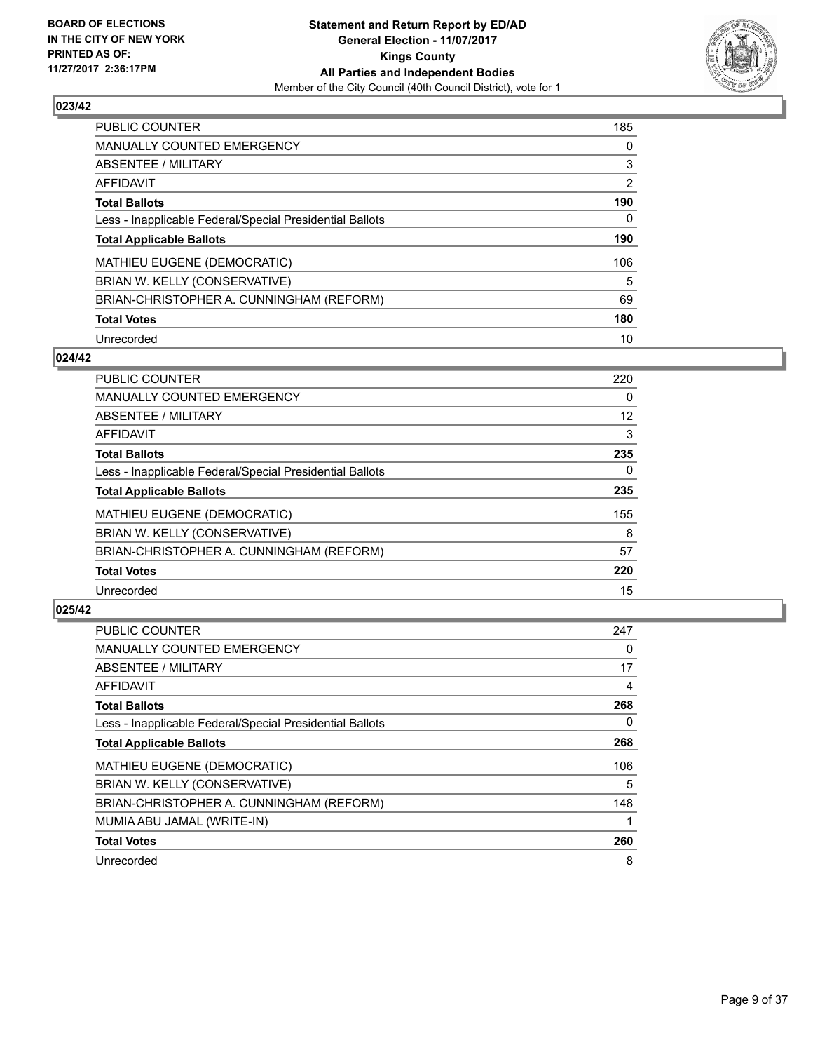**BOARD OF ELECTIONS IN THE CITY OF NEW YORK PRINTED AS OF: 11/27/2017 2:36:17PM**

**Statement and Return Report by ED/AD General Election - 11/07/2017 Kings County All Parties and Independent Bodies**
Member of the City Council (40th Council District), vote for 1

## 023/42

| | |
|---|---|
| PUBLIC COUNTER | 185 |
| MANUALLY COUNTED EMERGENCY | 0 |
| ABSENTEE / MILITARY | 3 |
| AFFIDAVIT | 2 |
| **Total Ballots** | **190** |
| Less - Inapplicable Federal/Special Presidential Ballots | 0 |
| **Total Applicable Ballots** | **190** |
| MATHIEU EUGENE (DEMOCRATIC) | 106 |
| BRIAN W. KELLY (CONSERVATIVE) | 5 |
| BRIAN-CHRISTOPHER A. CUNNINGHAM (REFORM) | 69 |
| **Total Votes** | **180** |
| Unrecorded | 10 |

## 024/42

| | |
|---|---|
| PUBLIC COUNTER | 220 |
| MANUALLY COUNTED EMERGENCY | 0 |
| ABSENTEE / MILITARY | 12 |
| AFFIDAVIT | 3 |
| **Total Ballots** | **235** |
| Less - Inapplicable Federal/Special Presidential Ballots | 0 |
| **Total Applicable Ballots** | **235** |
| MATHIEU EUGENE (DEMOCRATIC) | 155 |
| BRIAN W. KELLY (CONSERVATIVE) | 8 |
| BRIAN-CHRISTOPHER A. CUNNINGHAM (REFORM) | 57 |
| **Total Votes** | **220** |
| Unrecorded | 15 |

## 025/42

| | |
|---|---|
| PUBLIC COUNTER | 247 |
| MANUALLY COUNTED EMERGENCY | 0 |
| ABSENTEE / MILITARY | 17 |
| AFFIDAVIT | 4 |
| **Total Ballots** | **268** |
| Less - Inapplicable Federal/Special Presidential Ballots | 0 |
| **Total Applicable Ballots** | **268** |
| MATHIEU EUGENE (DEMOCRATIC) | 106 |
| BRIAN W. KELLY (CONSERVATIVE) | 5 |
| BRIAN-CHRISTOPHER A. CUNNINGHAM (REFORM) | 148 |
| MUMIA ABU JAMAL (WRITE-IN) | 1 |
| **Total Votes** | **260** |
| Unrecorded | 8 |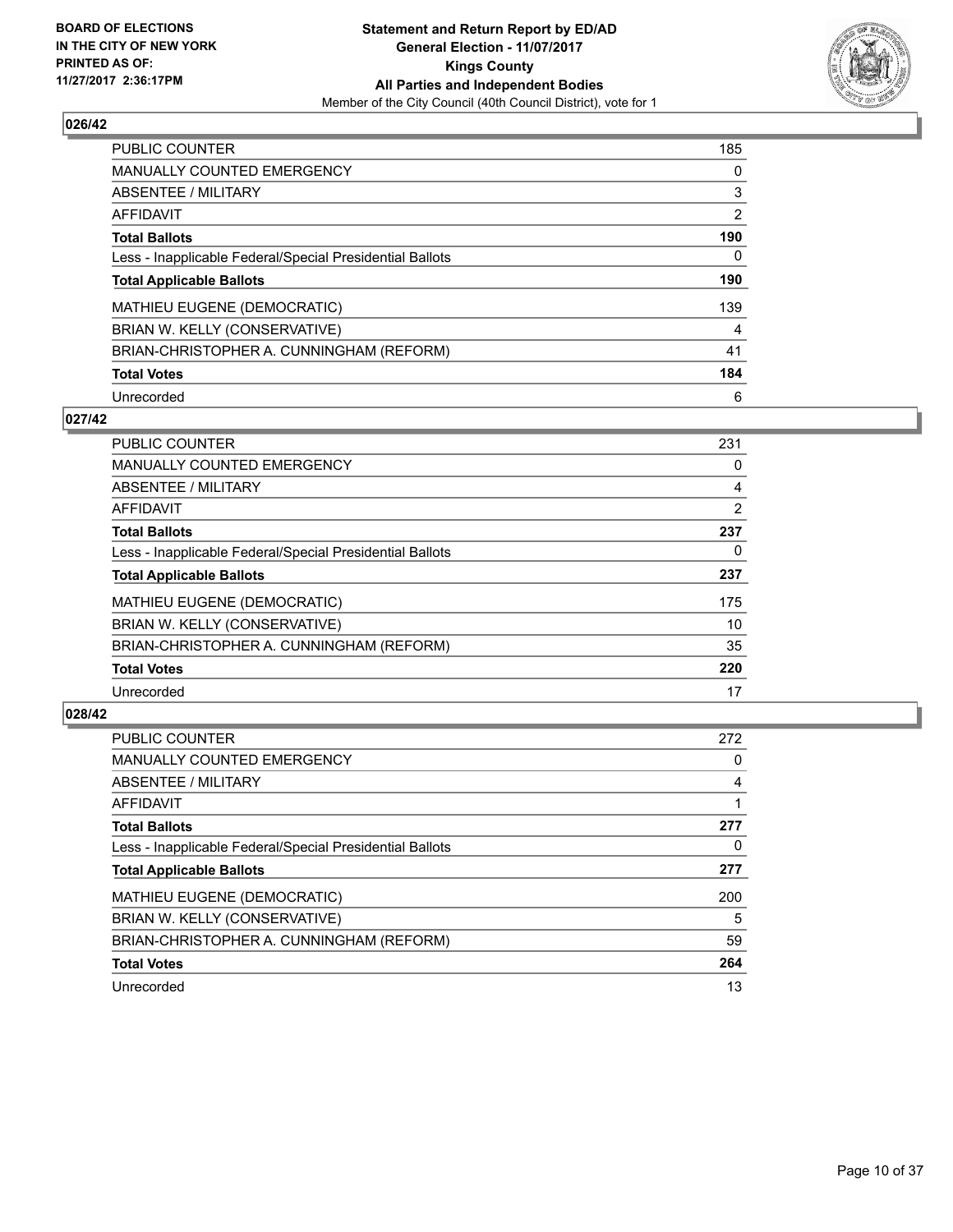**BOARD OF ELECTIONS IN THE CITY OF NEW YORK PRINTED AS OF: 11/27/2017 2:36:17PM**

**Statement and Return Report by ED/AD**
**General Election - 11/07/2017**
**Kings County**
**All Parties and Independent Bodies**
Member of the City Council (40th Council District), vote for 1

## 026/42

| | |
|---|---|
| PUBLIC COUNTER | 185 |
| MANUALLY COUNTED EMERGENCY | 0 |
| ABSENTEE / MILITARY | 3 |
| AFFIDAVIT | 2 |
| **Total Ballots** | **190** |
| Less - Inapplicable Federal/Special Presidential Ballots | 0 |
| **Total Applicable Ballots** | **190** |
| MATHIEU EUGENE (DEMOCRATIC) | 139 |
| BRIAN W. KELLY (CONSERVATIVE) | 4 |
| BRIAN-CHRISTOPHER A. CUNNINGHAM (REFORM) | 41 |
| **Total Votes** | **184** |
| Unrecorded | 6 |

## 027/42

| | |
|---|---|
| PUBLIC COUNTER | 231 |
| MANUALLY COUNTED EMERGENCY | 0 |
| ABSENTEE / MILITARY | 4 |
| AFFIDAVIT | 2 |
| **Total Ballots** | **237** |
| Less - Inapplicable Federal/Special Presidential Ballots | 0 |
| **Total Applicable Ballots** | **237** |
| MATHIEU EUGENE (DEMOCRATIC) | 175 |
| BRIAN W. KELLY (CONSERVATIVE) | 10 |
| BRIAN-CHRISTOPHER A. CUNNINGHAM (REFORM) | 35 |
| **Total Votes** | **220** |
| Unrecorded | 17 |

## 028/42

| | |
|---|---|
| PUBLIC COUNTER | 272 |
| MANUALLY COUNTED EMERGENCY | 0 |
| ABSENTEE / MILITARY | 4 |
| AFFIDAVIT | 1 |
| **Total Ballots** | **277** |
| Less - Inapplicable Federal/Special Presidential Ballots | 0 |
| **Total Applicable Ballots** | **277** |
| MATHIEU EUGENE (DEMOCRATIC) | 200 |
| BRIAN W. KELLY (CONSERVATIVE) | 5 |
| BRIAN-CHRISTOPHER A. CUNNINGHAM (REFORM) | 59 |
| **Total Votes** | **264** |
| Unrecorded | 13 |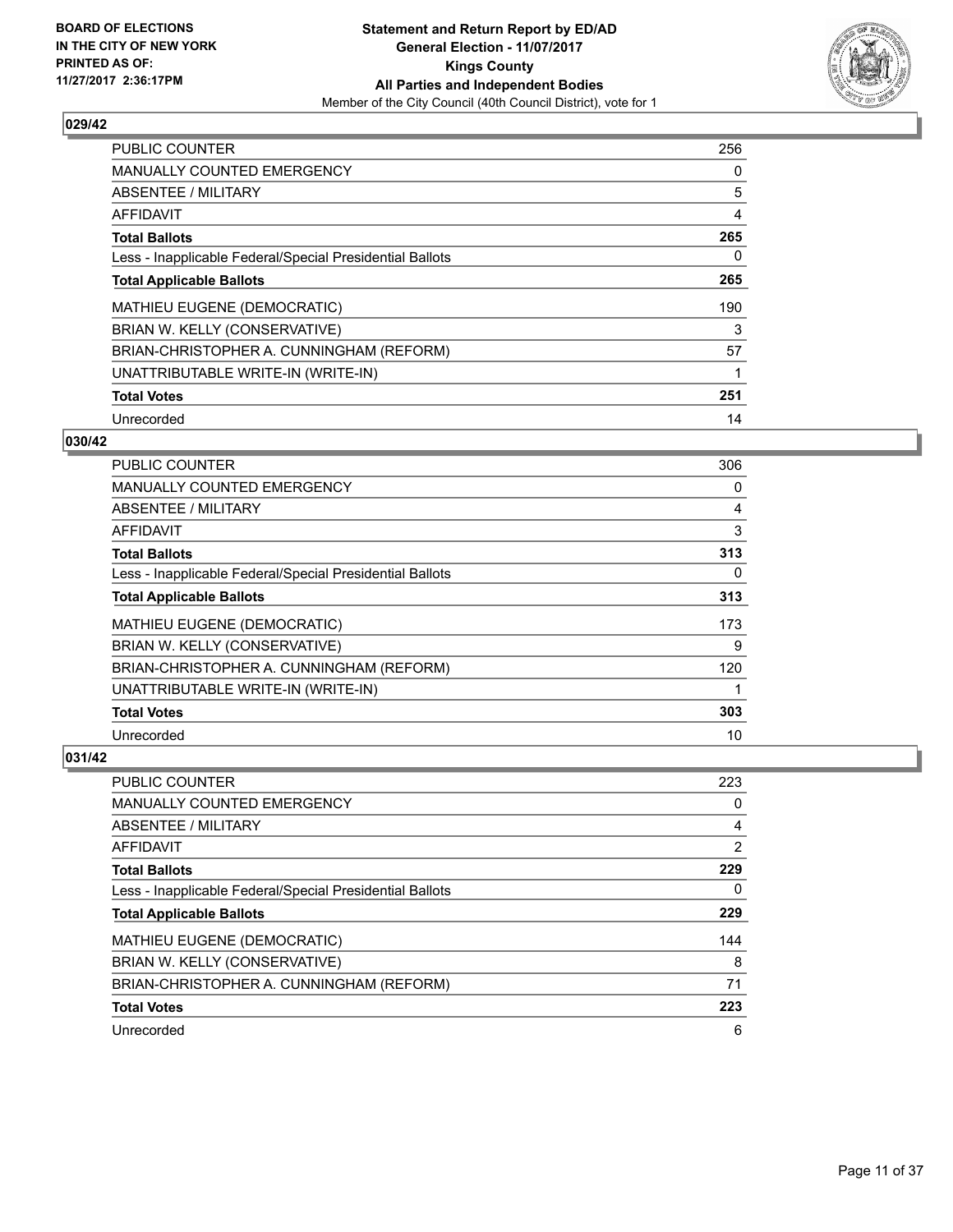**BOARD OF ELECTIONS IN THE CITY OF NEW YORK PRINTED AS OF: 11/27/2017 2:36:17PM**

**Statement and Return Report by ED/AD General Election - 11/07/2017 Kings County All Parties and Independent Bodies**

Member of the City Council (40th Council District), vote for 1

## 029/42

| | |
|---|---|
| PUBLIC COUNTER | 256 |
| MANUALLY COUNTED EMERGENCY | 0 |
| ABSENTEE / MILITARY | 5 |
| AFFIDAVIT | 4 |
| **Total Ballots** | **265** |
| Less - Inapplicable Federal/Special Presidential Ballots | 0 |
| **Total Applicable Ballots** | **265** |
| MATHIEU EUGENE (DEMOCRATIC) | 190 |
| BRIAN W. KELLY (CONSERVATIVE) | 3 |
| BRIAN-CHRISTOPHER A. CUNNINGHAM (REFORM) | 57 |
| UNATTRIBUTABLE WRITE-IN (WRITE-IN) | 1 |
| **Total Votes** | **251** |
| Unrecorded | 14 |

## 030/42

| | |
|---|---|
| PUBLIC COUNTER | 306 |
| MANUALLY COUNTED EMERGENCY | 0 |
| ABSENTEE / MILITARY | 4 |
| AFFIDAVIT | 3 |
| **Total Ballots** | **313** |
| Less - Inapplicable Federal/Special Presidential Ballots | 0 |
| **Total Applicable Ballots** | **313** |
| MATHIEU EUGENE (DEMOCRATIC) | 173 |
| BRIAN W. KELLY (CONSERVATIVE) | 9 |
| BRIAN-CHRISTOPHER A. CUNNINGHAM (REFORM) | 120 |
| UNATTRIBUTABLE WRITE-IN (WRITE-IN) | 1 |
| **Total Votes** | **303** |
| Unrecorded | 10 |

## 031/42

| | |
|---|---|
| PUBLIC COUNTER | 223 |
| MANUALLY COUNTED EMERGENCY | 0 |
| ABSENTEE / MILITARY | 4 |
| AFFIDAVIT | 2 |
| **Total Ballots** | **229** |
| Less - Inapplicable Federal/Special Presidential Ballots | 0 |
| **Total Applicable Ballots** | **229** |
| MATHIEU EUGENE (DEMOCRATIC) | 144 |
| BRIAN W. KELLY (CONSERVATIVE) | 8 |
| BRIAN-CHRISTOPHER A. CUNNINGHAM (REFORM) | 71 |
| **Total Votes** | **223** |
| Unrecorded | 6 |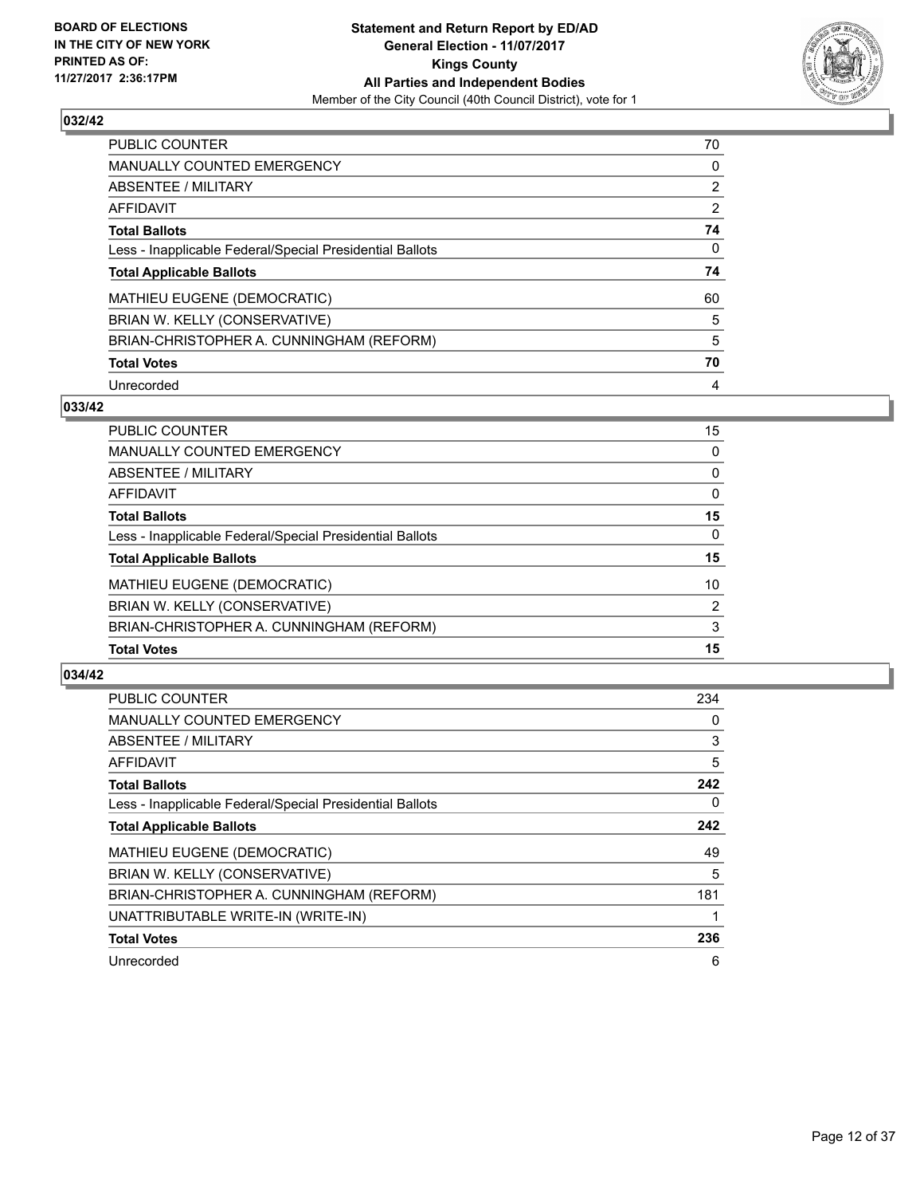**BOARD OF ELECTIONS IN THE CITY OF NEW YORK PRINTED AS OF: 11/27/2017 2:36:17PM**

# Statement and Return Report by ED/AD
## General Election - 11/07/2017
## Kings County
## All Parties and Independent Bodies
Member of the City Council (40th Council District), vote for 1

### 032/42

| | |
|---|---|
| PUBLIC COUNTER | 70 |
| MANUALLY COUNTED EMERGENCY | 0 |
| ABSENTEE / MILITARY | 2 |
| AFFIDAVIT | 2 |
| **Total Ballots** | **74** |
| Less - Inapplicable Federal/Special Presidential Ballots | 0 |
| **Total Applicable Ballots** | **74** |
| MATHIEU EUGENE (DEMOCRATIC) | 60 |
| BRIAN W. KELLY (CONSERVATIVE) | 5 |
| BRIAN-CHRISTOPHER A. CUNNINGHAM (REFORM) | 5 |
| **Total Votes** | **70** |
| Unrecorded | 4 |

### 033/42

| | |
|---|---|
| PUBLIC COUNTER | 15 |
| MANUALLY COUNTED EMERGENCY | 0 |
| ABSENTEE / MILITARY | 0 |
| AFFIDAVIT | 0 |
| **Total Ballots** | **15** |
| Less - Inapplicable Federal/Special Presidential Ballots | 0 |
| **Total Applicable Ballots** | **15** |
| MATHIEU EUGENE (DEMOCRATIC) | 10 |
| BRIAN W. KELLY (CONSERVATIVE) | 2 |
| BRIAN-CHRISTOPHER A. CUNNINGHAM (REFORM) | 3 |
| **Total Votes** | **15** |

### 034/42

| | |
|---|---|
| PUBLIC COUNTER | 234 |
| MANUALLY COUNTED EMERGENCY | 0 |
| ABSENTEE / MILITARY | 3 |
| AFFIDAVIT | 5 |
| **Total Ballots** | **242** |
| Less - Inapplicable Federal/Special Presidential Ballots | 0 |
| **Total Applicable Ballots** | **242** |
| MATHIEU EUGENE (DEMOCRATIC) | 49 |
| BRIAN W. KELLY (CONSERVATIVE) | 5 |
| BRIAN-CHRISTOPHER A. CUNNINGHAM (REFORM) | 181 |
| UNATTRIBUTABLE WRITE-IN (WRITE-IN) | 1 |
| **Total Votes** | **236** |
| Unrecorded | 6 |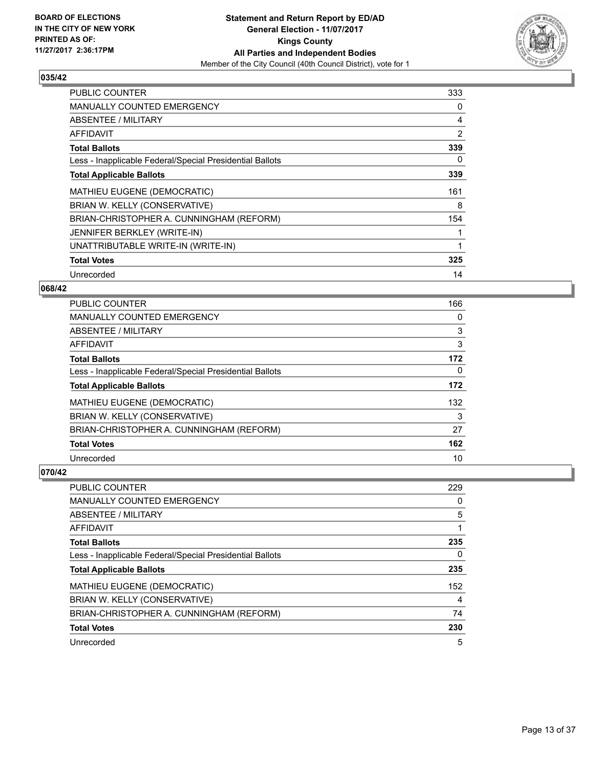**BOARD OF ELECTIONS IN THE CITY OF NEW YORK PRINTED AS OF: 11/27/2017 2:36:17PM**

**Statement and Return Report by ED/AD General Election - 11/07/2017 Kings County All Parties and Independent Bodies**

Member of the City Council (40th Council District), vote for 1

## 035/42

| | |
|---|---|
| PUBLIC COUNTER | 333 |
| MANUALLY COUNTED EMERGENCY | 0 |
| ABSENTEE / MILITARY | 4 |
| AFFIDAVIT | 2 |
| **Total Ballots** | **339** |
| Less - Inapplicable Federal/Special Presidential Ballots | 0 |
| **Total Applicable Ballots** | **339** |
| MATHIEU EUGENE (DEMOCRATIC) | 161 |
| BRIAN W. KELLY (CONSERVATIVE) | 8 |
| BRIAN-CHRISTOPHER A. CUNNINGHAM (REFORM) | 154 |
| JENNIFER BERKLEY (WRITE-IN) | 1 |
| UNATTRIBUTABLE WRITE-IN (WRITE-IN) | 1 |
| **Total Votes** | **325** |
| Unrecorded | 14 |

## 068/42

| | |
|---|---|
| PUBLIC COUNTER | 166 |
| MANUALLY COUNTED EMERGENCY | 0 |
| ABSENTEE / MILITARY | 3 |
| AFFIDAVIT | 3 |
| **Total Ballots** | **172** |
| Less - Inapplicable Federal/Special Presidential Ballots | 0 |
| **Total Applicable Ballots** | **172** |
| MATHIEU EUGENE (DEMOCRATIC) | 132 |
| BRIAN W. KELLY (CONSERVATIVE) | 3 |
| BRIAN-CHRISTOPHER A. CUNNINGHAM (REFORM) | 27 |
| **Total Votes** | **162** |
| Unrecorded | 10 |

## 070/42

| | |
|---|---|
| PUBLIC COUNTER | 229 |
| MANUALLY COUNTED EMERGENCY | 0 |
| ABSENTEE / MILITARY | 5 |
| AFFIDAVIT | 1 |
| **Total Ballots** | **235** |
| Less - Inapplicable Federal/Special Presidential Ballots | 0 |
| **Total Applicable Ballots** | **235** |
| MATHIEU EUGENE (DEMOCRATIC) | 152 |
| BRIAN W. KELLY (CONSERVATIVE) | 4 |
| BRIAN-CHRISTOPHER A. CUNNINGHAM (REFORM) | 74 |
| **Total Votes** | **230** |
| Unrecorded | 5 |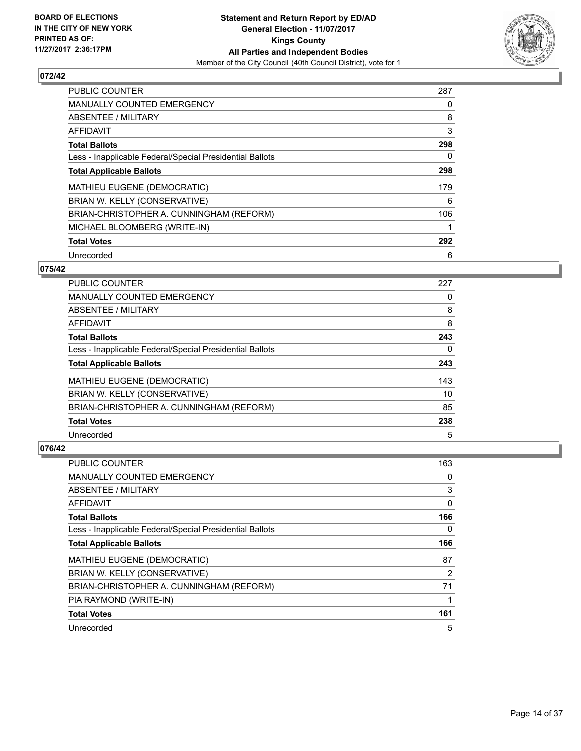**BOARD OF ELECTIONS IN THE CITY OF NEW YORK PRINTED AS OF: 11/27/2017 2:36:17PM**

# Statement and Return Report by ED/AD
## General Election - 11/07/2017
## Kings County
## All Parties and Independent Bodies
Member of the City Council (40th Council District), vote for 1

### 072/42

| | |
|---|---|
| PUBLIC COUNTER | 287 |
| MANUALLY COUNTED EMERGENCY | 0 |
| ABSENTEE / MILITARY | 8 |
| AFFIDAVIT | 3 |
| **Total Ballots** | **298** |
| Less - Inapplicable Federal/Special Presidential Ballots | 0 |
| **Total Applicable Ballots** | **298** |
| MATHIEU EUGENE (DEMOCRATIC) | 179 |
| BRIAN W. KELLY (CONSERVATIVE) | 6 |
| BRIAN-CHRISTOPHER A. CUNNINGHAM (REFORM) | 106 |
| MICHAEL BLOOMBERG (WRITE-IN) | 1 |
| **Total Votes** | **292** |
| Unrecorded | 6 |

### 075/42

| | |
|---|---|
| PUBLIC COUNTER | 227 |
| MANUALLY COUNTED EMERGENCY | 0 |
| ABSENTEE / MILITARY | 8 |
| AFFIDAVIT | 8 |
| **Total Ballots** | **243** |
| Less - Inapplicable Federal/Special Presidential Ballots | 0 |
| **Total Applicable Ballots** | **243** |
| MATHIEU EUGENE (DEMOCRATIC) | 143 |
| BRIAN W. KELLY (CONSERVATIVE) | 10 |
| BRIAN-CHRISTOPHER A. CUNNINGHAM (REFORM) | 85 |
| **Total Votes** | **238** |
| Unrecorded | 5 |

### 076/42

| | |
|---|---|
| PUBLIC COUNTER | 163 |
| MANUALLY COUNTED EMERGENCY | 0 |
| ABSENTEE / MILITARY | 3 |
| AFFIDAVIT | 0 |
| **Total Ballots** | **166** |
| Less - Inapplicable Federal/Special Presidential Ballots | 0 |
| **Total Applicable Ballots** | **166** |
| MATHIEU EUGENE (DEMOCRATIC) | 87 |
| BRIAN W. KELLY (CONSERVATIVE) | 2 |
| BRIAN-CHRISTOPHER A. CUNNINGHAM (REFORM) | 71 |
| PIA RAYMOND (WRITE-IN) | 1 |
| **Total Votes** | **161** |
| Unrecorded | 5 |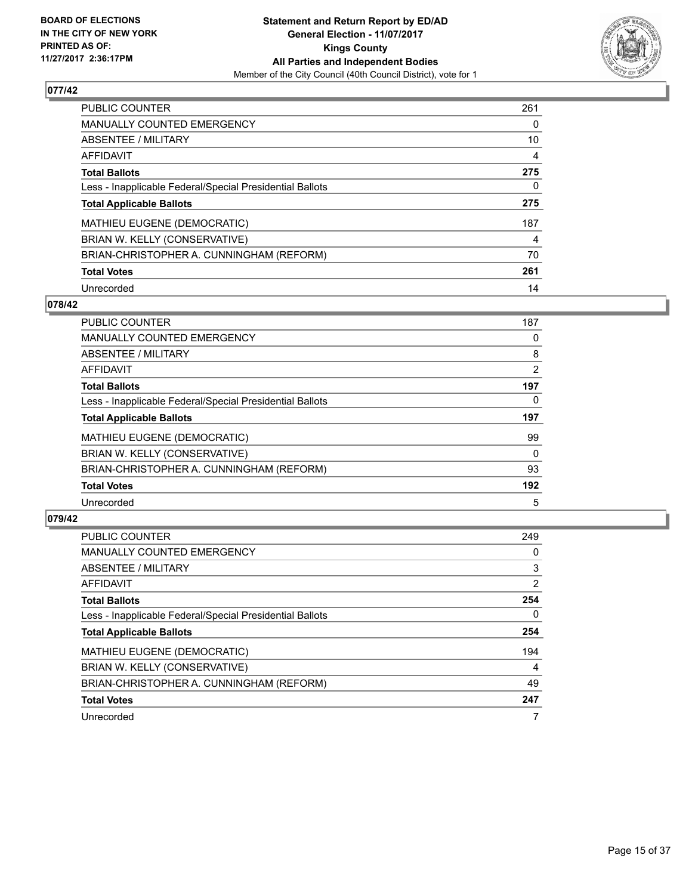**BOARD OF ELECTIONS IN THE CITY OF NEW YORK PRINTED AS OF: 11/27/2017 2:36:17PM**

**Statement and Return Report by ED/AD General Election - 11/07/2017 Kings County All Parties and Independent Bodies**

Member of the City Council (40th Council District), vote for 1

## 077/42

| | |
|---|---|
| PUBLIC COUNTER | 261 |
| MANUALLY COUNTED EMERGENCY | 0 |
| ABSENTEE / MILITARY | 10 |
| AFFIDAVIT | 4 |
| **Total Ballots** | **275** |
| Less - Inapplicable Federal/Special Presidential Ballots | 0 |
| **Total Applicable Ballots** | **275** |
| MATHIEU EUGENE (DEMOCRATIC) | 187 |
| BRIAN W. KELLY (CONSERVATIVE) | 4 |
| BRIAN-CHRISTOPHER A. CUNNINGHAM (REFORM) | 70 |
| **Total Votes** | **261** |
| Unrecorded | 14 |

## 078/42

| | |
|---|---|
| PUBLIC COUNTER | 187 |
| MANUALLY COUNTED EMERGENCY | 0 |
| ABSENTEE / MILITARY | 8 |
| AFFIDAVIT | 2 |
| **Total Ballots** | **197** |
| Less - Inapplicable Federal/Special Presidential Ballots | 0 |
| **Total Applicable Ballots** | **197** |
| MATHIEU EUGENE (DEMOCRATIC) | 99 |
| BRIAN W. KELLY (CONSERVATIVE) | 0 |
| BRIAN-CHRISTOPHER A. CUNNINGHAM (REFORM) | 93 |
| **Total Votes** | **192** |
| Unrecorded | 5 |

## 079/42

| | |
|---|---|
| PUBLIC COUNTER | 249 |
| MANUALLY COUNTED EMERGENCY | 0 |
| ABSENTEE / MILITARY | 3 |
| AFFIDAVIT | 2 |
| **Total Ballots** | **254** |
| Less - Inapplicable Federal/Special Presidential Ballots | 0 |
| **Total Applicable Ballots** | **254** |
| MATHIEU EUGENE (DEMOCRATIC) | 194 |
| BRIAN W. KELLY (CONSERVATIVE) | 4 |
| BRIAN-CHRISTOPHER A. CUNNINGHAM (REFORM) | 49 |
| **Total Votes** | **247** |
| Unrecorded | 7 |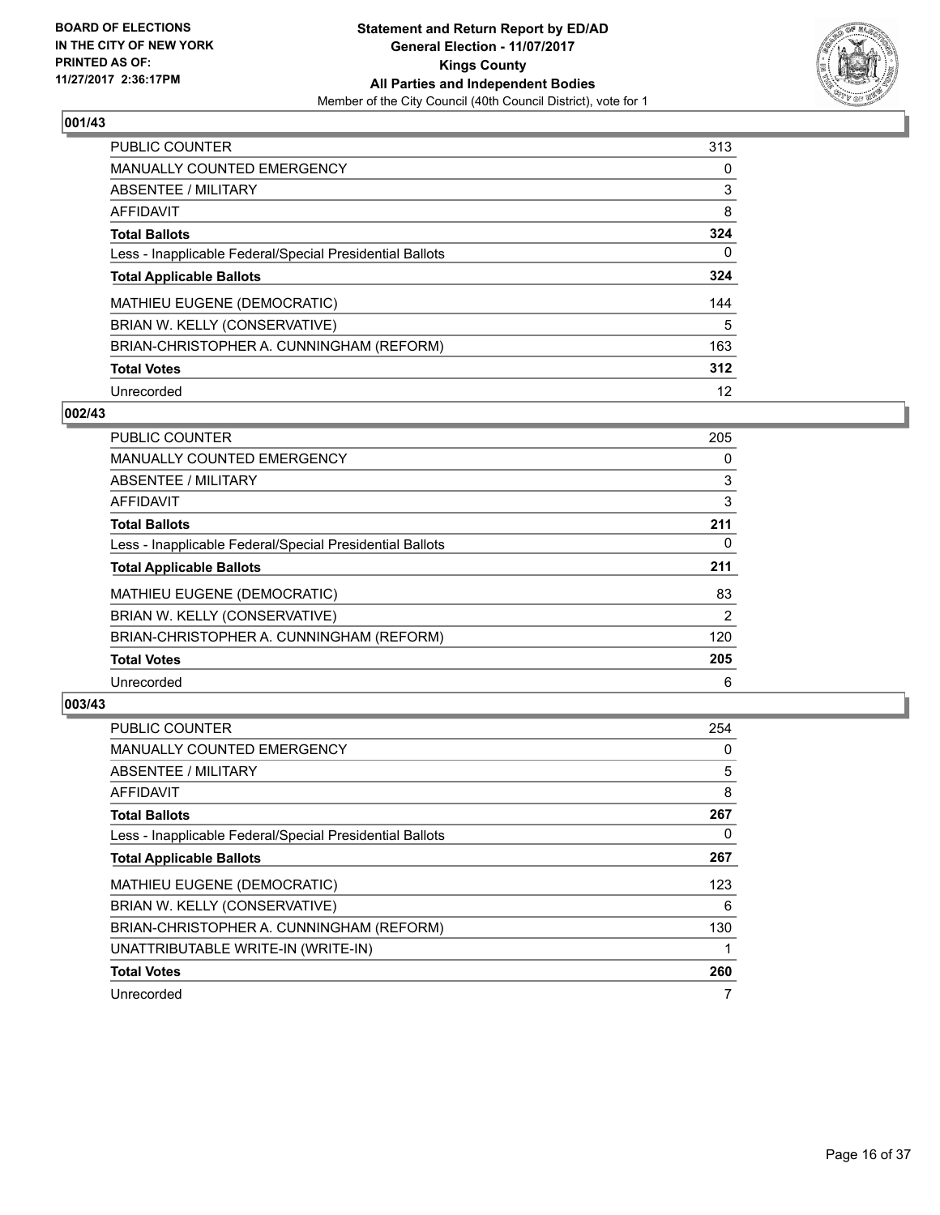BOARD OF ELECTIONS
IN THE CITY OF NEW YORK
PRINTED AS OF:
11/27/2017 2:36:17PM

**Statement and Return Report by ED/AD**
**General Election - 11/07/2017**
**Kings County**
**All Parties and Independent Bodies**
Member of the City Council (40th Council District), vote for 1

### 001/43

| | |
|---|---|
| PUBLIC COUNTER | 313 |
| MANUALLY COUNTED EMERGENCY | 0 |
| ABSENTEE / MILITARY | 3 |
| AFFIDAVIT | 8 |
| **Total Ballots** | **324** |
| Less - Inapplicable Federal/Special Presidential Ballots | 0 |
| **Total Applicable Ballots** | **324** |
| MATHIEU EUGENE (DEMOCRATIC) | 144 |
| BRIAN W. KELLY (CONSERVATIVE) | 5 |
| BRIAN-CHRISTOPHER A. CUNNINGHAM (REFORM) | 163 |
| **Total Votes** | **312** |
| Unrecorded | 12 |

### 002/43

| | |
|---|---|
| PUBLIC COUNTER | 205 |
| MANUALLY COUNTED EMERGENCY | 0 |
| ABSENTEE / MILITARY | 3 |
| AFFIDAVIT | 3 |
| **Total Ballots** | **211** |
| Less - Inapplicable Federal/Special Presidential Ballots | 0 |
| **Total Applicable Ballots** | **211** |
| MATHIEU EUGENE (DEMOCRATIC) | 83 |
| BRIAN W. KELLY (CONSERVATIVE) | 2 |
| BRIAN-CHRISTOPHER A. CUNNINGHAM (REFORM) | 120 |
| **Total Votes** | **205** |
| Unrecorded | 6 |

### 003/43

| | |
|---|---|
| PUBLIC COUNTER | 254 |
| MANUALLY COUNTED EMERGENCY | 0 |
| ABSENTEE / MILITARY | 5 |
| AFFIDAVIT | 8 |
| **Total Ballots** | **267** |
| Less - Inapplicable Federal/Special Presidential Ballots | 0 |
| **Total Applicable Ballots** | **267** |
| MATHIEU EUGENE (DEMOCRATIC) | 123 |
| BRIAN W. KELLY (CONSERVATIVE) | 6 |
| BRIAN-CHRISTOPHER A. CUNNINGHAM (REFORM) | 130 |
| UNATTRIBUTABLE WRITE-IN (WRITE-IN) | 1 |
| **Total Votes** | **260** |
| Unrecorded | 7 |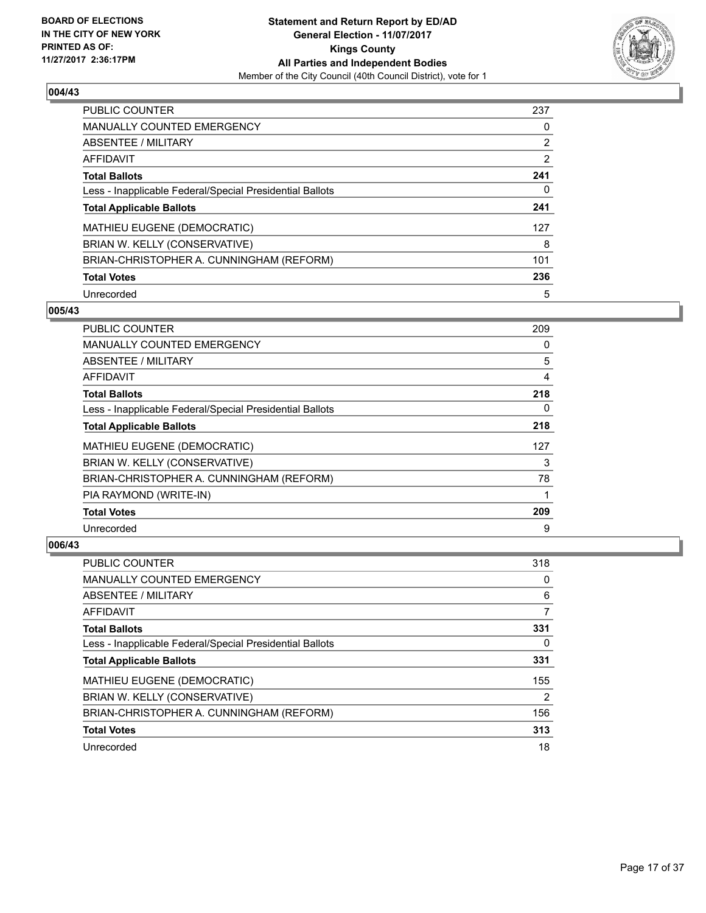**BOARD OF ELECTIONS IN THE CITY OF NEW YORK PRINTED AS OF: 11/27/2017 2:36:17PM**

**Statement and Return Report by ED/AD**
**General Election - 11/07/2017**
**Kings County**
**All Parties and Independent Bodies**
Member of the City Council (40th Council District), vote for 1

### 004/43

| | |
|---|---|
| PUBLIC COUNTER | 237 |
| MANUALLY COUNTED EMERGENCY | 0 |
| ABSENTEE / MILITARY | 2 |
| AFFIDAVIT | 2 |
| **Total Ballots** | **241** |
| Less - Inapplicable Federal/Special Presidential Ballots | 0 |
| **Total Applicable Ballots** | **241** |
| MATHIEU EUGENE (DEMOCRATIC) | 127 |
| BRIAN W. KELLY (CONSERVATIVE) | 8 |
| BRIAN-CHRISTOPHER A. CUNNINGHAM (REFORM) | 101 |
| **Total Votes** | **236** |
| Unrecorded | 5 |

### 005/43

| | |
|---|---|
| PUBLIC COUNTER | 209 |
| MANUALLY COUNTED EMERGENCY | 0 |
| ABSENTEE / MILITARY | 5 |
| AFFIDAVIT | 4 |
| **Total Ballots** | **218** |
| Less - Inapplicable Federal/Special Presidential Ballots | 0 |
| **Total Applicable Ballots** | **218** |
| MATHIEU EUGENE (DEMOCRATIC) | 127 |
| BRIAN W. KELLY (CONSERVATIVE) | 3 |
| BRIAN-CHRISTOPHER A. CUNNINGHAM (REFORM) | 78 |
| PIA RAYMOND (WRITE-IN) | 1 |
| **Total Votes** | **209** |
| Unrecorded | 9 |

### 006/43

| | |
|---|---|
| PUBLIC COUNTER | 318 |
| MANUALLY COUNTED EMERGENCY | 0 |
| ABSENTEE / MILITARY | 6 |
| AFFIDAVIT | 7 |
| **Total Ballots** | **331** |
| Less - Inapplicable Federal/Special Presidential Ballots | 0 |
| **Total Applicable Ballots** | **331** |
| MATHIEU EUGENE (DEMOCRATIC) | 155 |
| BRIAN W. KELLY (CONSERVATIVE) | 2 |
| BRIAN-CHRISTOPHER A. CUNNINGHAM (REFORM) | 156 |
| **Total Votes** | **313** |
| Unrecorded | 18 |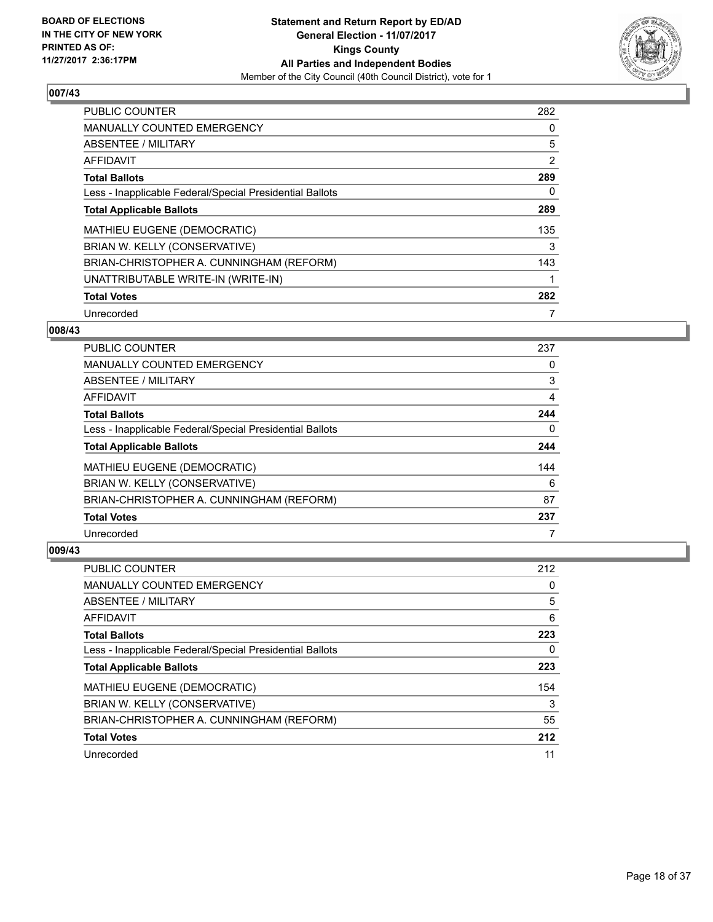BOARD OF ELECTIONS
IN THE CITY OF NEW YORK
PRINTED AS OF:
11/27/2017 2:36:17PM

**Statement and Return Report by ED/AD**
**General Election - 11/07/2017**
**Kings County**
**All Parties and Independent Bodies**
Member of the City Council (40th Council District), vote for 1

## 007/43

| | |
|---|---|
| PUBLIC COUNTER | 282 |
| MANUALLY COUNTED EMERGENCY | 0 |
| ABSENTEE / MILITARY | 5 |
| AFFIDAVIT | 2 |
| **Total Ballots** | **289** |
| Less - Inapplicable Federal/Special Presidential Ballots | 0 |
| **Total Applicable Ballots** | **289** |
| MATHIEU EUGENE (DEMOCRATIC) | 135 |
| BRIAN W. KELLY (CONSERVATIVE) | 3 |
| BRIAN-CHRISTOPHER A. CUNNINGHAM (REFORM) | 143 |
| UNATTRIBUTABLE WRITE-IN (WRITE-IN) | 1 |
| **Total Votes** | **282** |
| Unrecorded | 7 |

## 008/43

| | |
|---|---|
| PUBLIC COUNTER | 237 |
| MANUALLY COUNTED EMERGENCY | 0 |
| ABSENTEE / MILITARY | 3 |
| AFFIDAVIT | 4 |
| **Total Ballots** | **244** |
| Less - Inapplicable Federal/Special Presidential Ballots | 0 |
| **Total Applicable Ballots** | **244** |
| MATHIEU EUGENE (DEMOCRATIC) | 144 |
| BRIAN W. KELLY (CONSERVATIVE) | 6 |
| BRIAN-CHRISTOPHER A. CUNNINGHAM (REFORM) | 87 |
| **Total Votes** | **237** |
| Unrecorded | 7 |

## 009/43

| | |
|---|---|
| PUBLIC COUNTER | 212 |
| MANUALLY COUNTED EMERGENCY | 0 |
| ABSENTEE / MILITARY | 5 |
| AFFIDAVIT | 6 |
| **Total Ballots** | **223** |
| Less - Inapplicable Federal/Special Presidential Ballots | 0 |
| **Total Applicable Ballots** | **223** |
| MATHIEU EUGENE (DEMOCRATIC) | 154 |
| BRIAN W. KELLY (CONSERVATIVE) | 3 |
| BRIAN-CHRISTOPHER A. CUNNINGHAM (REFORM) | 55 |
| **Total Votes** | **212** |
| Unrecorded | 11 |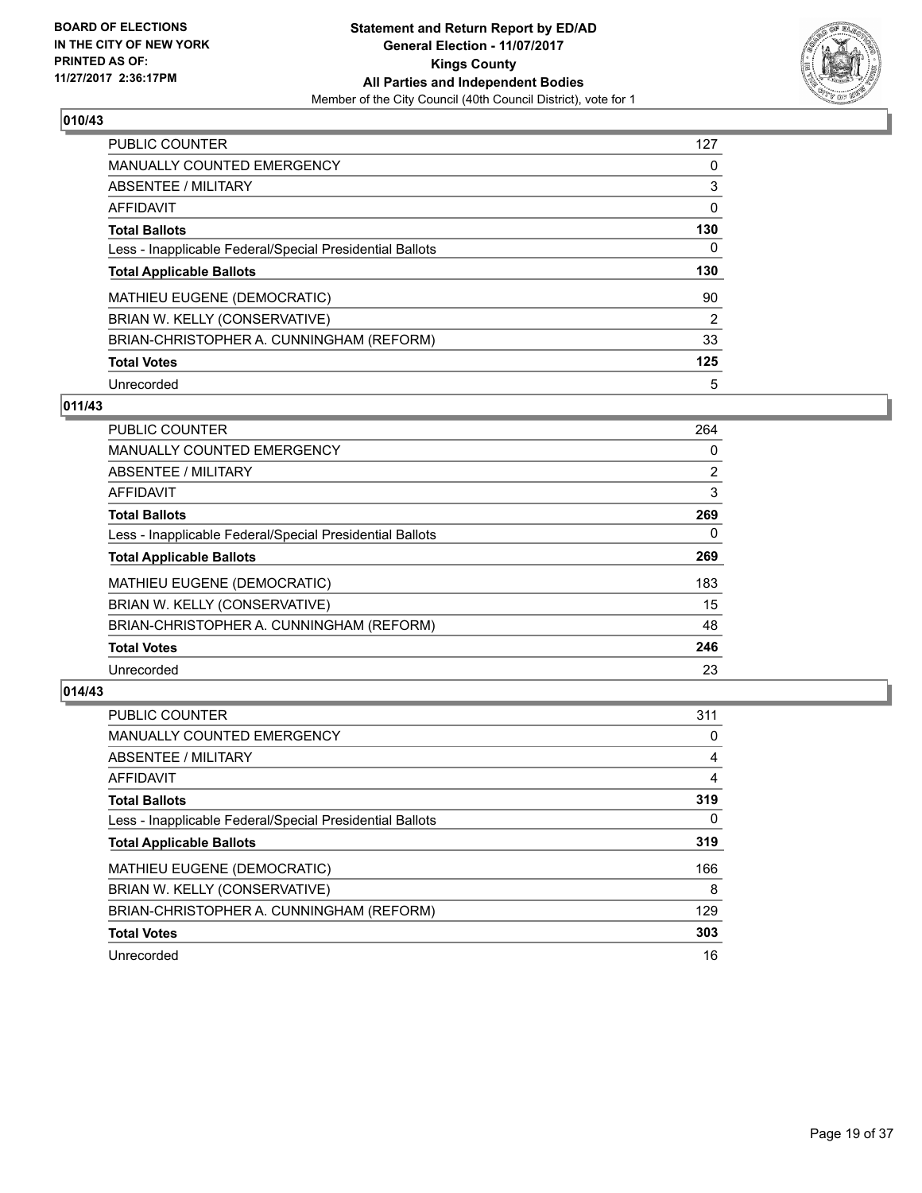**BOARD OF ELECTIONS IN THE CITY OF NEW YORK PRINTED AS OF: 11/27/2017 2:36:17PM**

**Statement and Return Report by ED/AD**
**General Election - 11/07/2017**
**Kings County**
**All Parties and Independent Bodies**
Member of the City Council (40th Council District), vote for 1

### 010/43

| | |
|---|---|
| PUBLIC COUNTER | 127 |
| MANUALLY COUNTED EMERGENCY | 0 |
| ABSENTEE / MILITARY | 3 |
| AFFIDAVIT | 0 |
| **Total Ballots** | **130** |
| Less - Inapplicable Federal/Special Presidential Ballots | 0 |
| **Total Applicable Ballots** | **130** |
| MATHIEU EUGENE (DEMOCRATIC) | 90 |
| BRIAN W. KELLY (CONSERVATIVE) | 2 |
| BRIAN-CHRISTOPHER A. CUNNINGHAM (REFORM) | 33 |
| **Total Votes** | **125** |
| Unrecorded | 5 |

### 011/43

| | |
|---|---|
| PUBLIC COUNTER | 264 |
| MANUALLY COUNTED EMERGENCY | 0 |
| ABSENTEE / MILITARY | 2 |
| AFFIDAVIT | 3 |
| **Total Ballots** | **269** |
| Less - Inapplicable Federal/Special Presidential Ballots | 0 |
| **Total Applicable Ballots** | **269** |
| MATHIEU EUGENE (DEMOCRATIC) | 183 |
| BRIAN W. KELLY (CONSERVATIVE) | 15 |
| BRIAN-CHRISTOPHER A. CUNNINGHAM (REFORM) | 48 |
| **Total Votes** | **246** |
| Unrecorded | 23 |

### 014/43

| | |
|---|---|
| PUBLIC COUNTER | 311 |
| MANUALLY COUNTED EMERGENCY | 0 |
| ABSENTEE / MILITARY | 4 |
| AFFIDAVIT | 4 |
| **Total Ballots** | **319** |
| Less - Inapplicable Federal/Special Presidential Ballots | 0 |
| **Total Applicable Ballots** | **319** |
| MATHIEU EUGENE (DEMOCRATIC) | 166 |
| BRIAN W. KELLY (CONSERVATIVE) | 8 |
| BRIAN-CHRISTOPHER A. CUNNINGHAM (REFORM) | 129 |
| **Total Votes** | **303** |
| Unrecorded | 16 |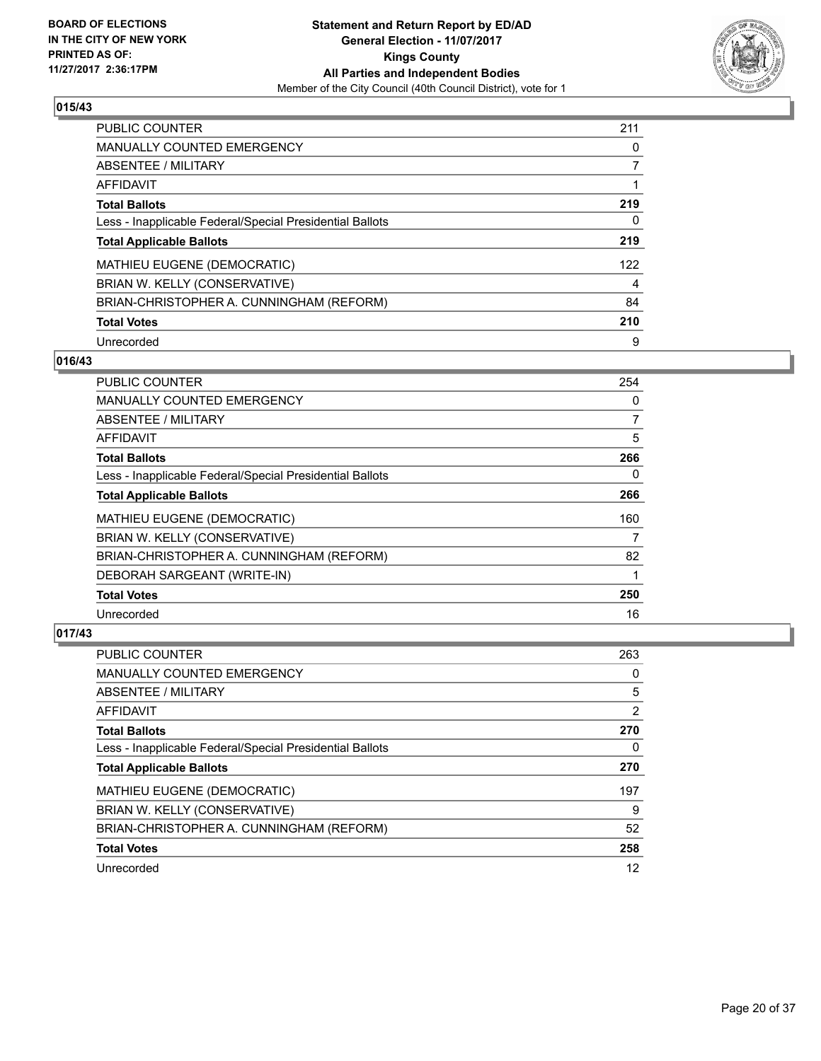**BOARD OF ELECTIONS IN THE CITY OF NEW YORK PRINTED AS OF: 11/27/2017 2:36:17PM**

**Statement and Return Report by ED/AD**
**General Election - 11/07/2017**
**Kings County**
**All Parties and Independent Bodies**
Member of the City Council (40th Council District), vote for 1

## 015/43

| | |
|---|---|
| PUBLIC COUNTER | 211 |
| MANUALLY COUNTED EMERGENCY | 0 |
| ABSENTEE / MILITARY | 7 |
| AFFIDAVIT | 1 |
| **Total Ballots** | **219** |
| Less - Inapplicable Federal/Special Presidential Ballots | 0 |
| **Total Applicable Ballots** | **219** |
| MATHIEU EUGENE (DEMOCRATIC) | 122 |
| BRIAN W. KELLY (CONSERVATIVE) | 4 |
| BRIAN-CHRISTOPHER A. CUNNINGHAM (REFORM) | 84 |
| **Total Votes** | **210** |
| Unrecorded | 9 |

## 016/43

| | |
|---|---|
| PUBLIC COUNTER | 254 |
| MANUALLY COUNTED EMERGENCY | 0 |
| ABSENTEE / MILITARY | 7 |
| AFFIDAVIT | 5 |
| **Total Ballots** | **266** |
| Less - Inapplicable Federal/Special Presidential Ballots | 0 |
| **Total Applicable Ballots** | **266** |
| MATHIEU EUGENE (DEMOCRATIC) | 160 |
| BRIAN W. KELLY (CONSERVATIVE) | 7 |
| BRIAN-CHRISTOPHER A. CUNNINGHAM (REFORM) | 82 |
| DEBORAH SARGEANT (WRITE-IN) | 1 |
| **Total Votes** | **250** |
| Unrecorded | 16 |

## 017/43

| | |
|---|---|
| PUBLIC COUNTER | 263 |
| MANUALLY COUNTED EMERGENCY | 0 |
| ABSENTEE / MILITARY | 5 |
| AFFIDAVIT | 2 |
| **Total Ballots** | **270** |
| Less - Inapplicable Federal/Special Presidential Ballots | 0 |
| **Total Applicable Ballots** | **270** |
| MATHIEU EUGENE (DEMOCRATIC) | 197 |
| BRIAN W. KELLY (CONSERVATIVE) | 9 |
| BRIAN-CHRISTOPHER A. CUNNINGHAM (REFORM) | 52 |
| **Total Votes** | **258** |
| Unrecorded | 12 |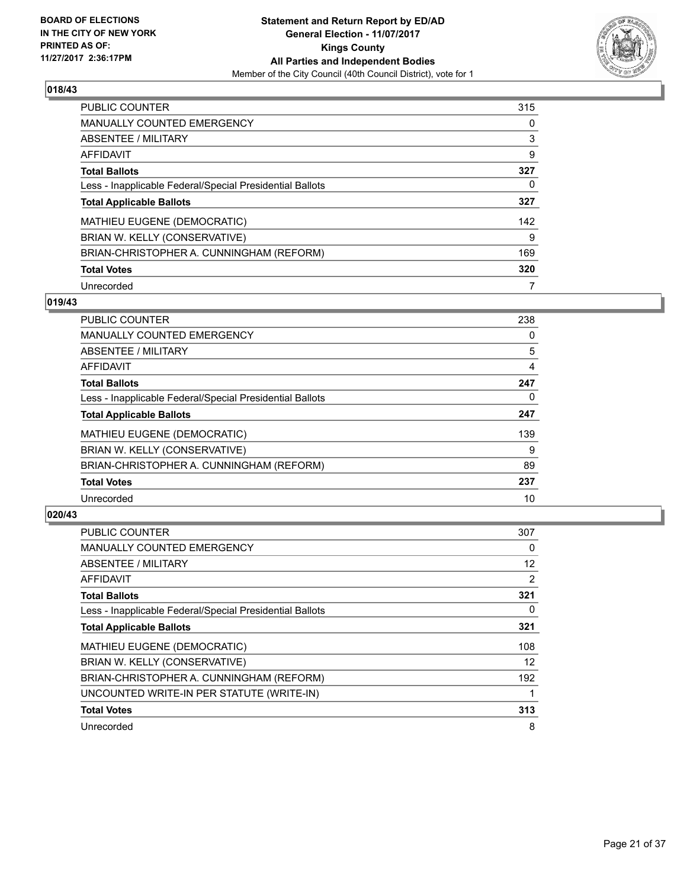**BOARD OF ELECTIONS IN THE CITY OF NEW YORK PRINTED AS OF: 11/27/2017 2:36:17PM**

**Statement and Return Report by ED/AD**
**General Election - 11/07/2017**
**Kings County**
**All Parties and Independent Bodies**
Member of the City Council (40th Council District), vote for 1

### 018/43

| | |
|---|---|
| PUBLIC COUNTER | 315 |
| MANUALLY COUNTED EMERGENCY | 0 |
| ABSENTEE / MILITARY | 3 |
| AFFIDAVIT | 9 |
| **Total Ballots** | **327** |
| Less - Inapplicable Federal/Special Presidential Ballots | 0 |
| **Total Applicable Ballots** | **327** |
| MATHIEU EUGENE (DEMOCRATIC) | 142 |
| BRIAN W. KELLY (CONSERVATIVE) | 9 |
| BRIAN-CHRISTOPHER A. CUNNINGHAM (REFORM) | 169 |
| **Total Votes** | **320** |
| Unrecorded | 7 |

### 019/43

| | |
|---|---|
| PUBLIC COUNTER | 238 |
| MANUALLY COUNTED EMERGENCY | 0 |
| ABSENTEE / MILITARY | 5 |
| AFFIDAVIT | 4 |
| **Total Ballots** | **247** |
| Less - Inapplicable Federal/Special Presidential Ballots | 0 |
| **Total Applicable Ballots** | **247** |
| MATHIEU EUGENE (DEMOCRATIC) | 139 |
| BRIAN W. KELLY (CONSERVATIVE) | 9 |
| BRIAN-CHRISTOPHER A. CUNNINGHAM (REFORM) | 89 |
| **Total Votes** | **237** |
| Unrecorded | 10 |

### 020/43

| | |
|---|---|
| PUBLIC COUNTER | 307 |
| MANUALLY COUNTED EMERGENCY | 0 |
| ABSENTEE / MILITARY | 12 |
| AFFIDAVIT | 2 |
| **Total Ballots** | **321** |
| Less - Inapplicable Federal/Special Presidential Ballots | 0 |
| **Total Applicable Ballots** | **321** |
| MATHIEU EUGENE (DEMOCRATIC) | 108 |
| BRIAN W. KELLY (CONSERVATIVE) | 12 |
| BRIAN-CHRISTOPHER A. CUNNINGHAM (REFORM) | 192 |
| UNCOUNTED WRITE-IN PER STATUTE (WRITE-IN) | 1 |
| **Total Votes** | **313** |
| Unrecorded | 8 |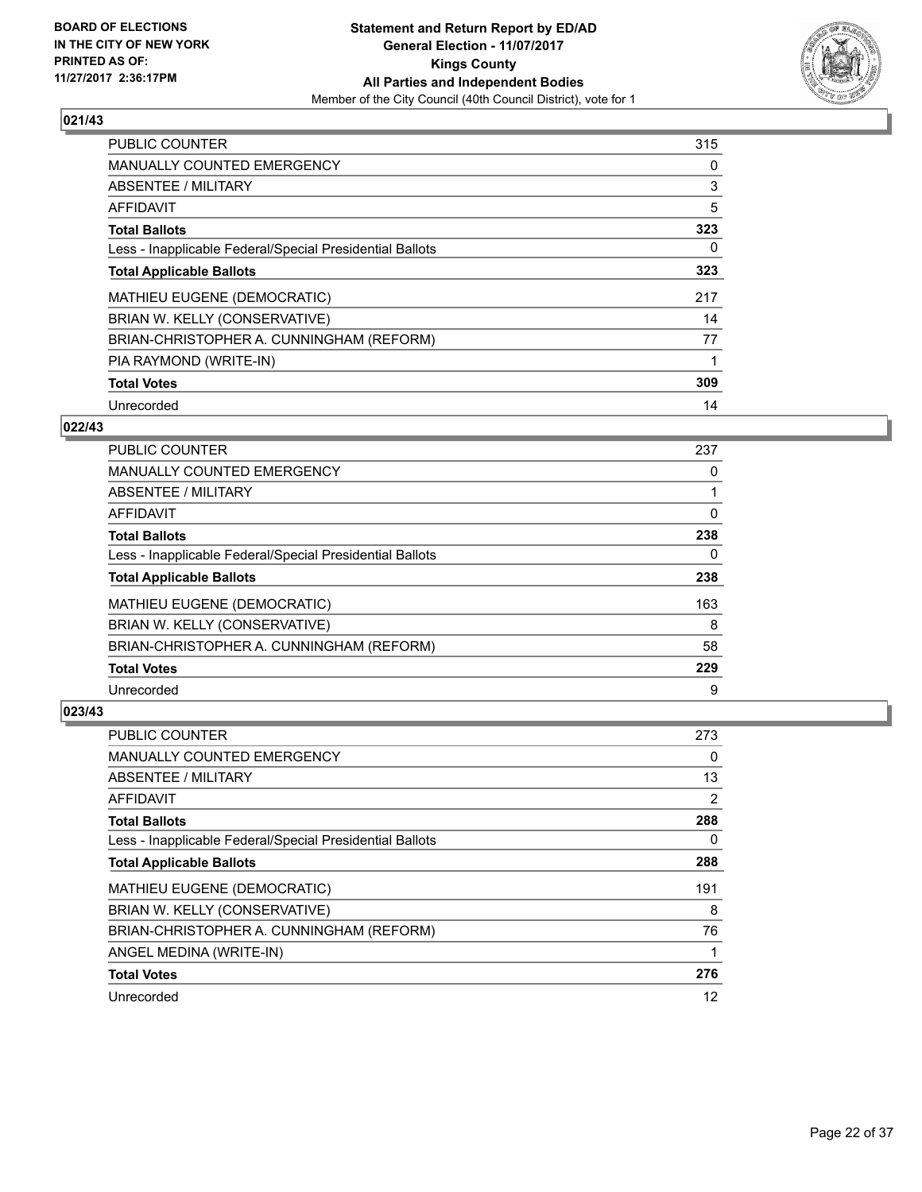**BOARD OF ELECTIONS IN THE CITY OF NEW YORK PRINTED AS OF: 11/27/2017 2:36:17PM**

**Statement and Return Report by ED/AD General Election - 11/07/2017 Kings County All Parties and Independent Bodies**

Member of the City Council (40th Council District), vote for 1

## 021/43

| | |
|---|---|
| PUBLIC COUNTER | 315 |
| MANUALLY COUNTED EMERGENCY | 0 |
| ABSENTEE / MILITARY | 3 |
| AFFIDAVIT | 5 |
| **Total Ballots** | **323** |
| Less - Inapplicable Federal/Special Presidential Ballots | 0 |
| **Total Applicable Ballots** | **323** |
| MATHIEU EUGENE (DEMOCRATIC) | 217 |
| BRIAN W. KELLY (CONSERVATIVE) | 14 |
| BRIAN-CHRISTOPHER A. CUNNINGHAM (REFORM) | 77 |
| PIA RAYMOND (WRITE-IN) | 1 |
| **Total Votes** | **309** |
| Unrecorded | 14 |

## 022/43

| | |
|---|---|
| PUBLIC COUNTER | 237 |
| MANUALLY COUNTED EMERGENCY | 0 |
| ABSENTEE / MILITARY | 1 |
| AFFIDAVIT | 0 |
| **Total Ballots** | **238** |
| Less - Inapplicable Federal/Special Presidential Ballots | 0 |
| **Total Applicable Ballots** | **238** |
| MATHIEU EUGENE (DEMOCRATIC) | 163 |
| BRIAN W. KELLY (CONSERVATIVE) | 8 |
| BRIAN-CHRISTOPHER A. CUNNINGHAM (REFORM) | 58 |
| **Total Votes** | **229** |
| Unrecorded | 9 |

## 023/43

| | |
|---|---|
| PUBLIC COUNTER | 273 |
| MANUALLY COUNTED EMERGENCY | 0 |
| ABSENTEE / MILITARY | 13 |
| AFFIDAVIT | 2 |
| **Total Ballots** | **288** |
| Less - Inapplicable Federal/Special Presidential Ballots | 0 |
| **Total Applicable Ballots** | **288** |
| MATHIEU EUGENE (DEMOCRATIC) | 191 |
| BRIAN W. KELLY (CONSERVATIVE) | 8 |
| BRIAN-CHRISTOPHER A. CUNNINGHAM (REFORM) | 76 |
| ANGEL MEDINA (WRITE-IN) | 1 |
| **Total Votes** | **276** |
| Unrecorded | 12 |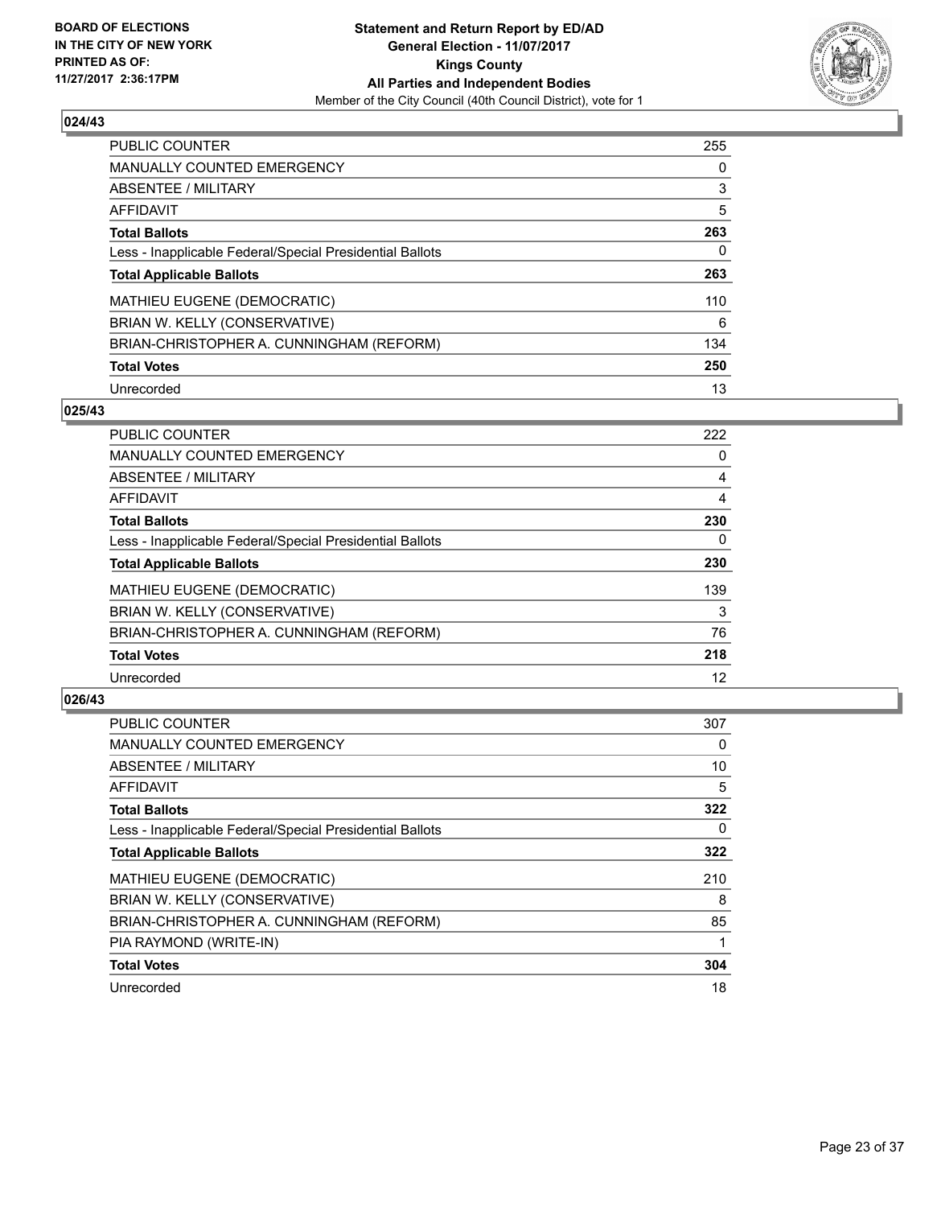**BOARD OF ELECTIONS IN THE CITY OF NEW YORK PRINTED AS OF: 11/27/2017 2:36:17PM**

**Statement and Return Report by ED/AD**
**General Election - 11/07/2017**
**Kings County**
**All Parties and Independent Bodies**
Member of the City Council (40th Council District), vote for 1

### 024/43

| | |
|---|---|
| PUBLIC COUNTER | 255 |
| MANUALLY COUNTED EMERGENCY | 0 |
| ABSENTEE / MILITARY | 3 |
| AFFIDAVIT | 5 |
| **Total Ballots** | **263** |
| Less - Inapplicable Federal/Special Presidential Ballots | 0 |
| **Total Applicable Ballots** | **263** |
| MATHIEU EUGENE (DEMOCRATIC) | 110 |
| BRIAN W. KELLY (CONSERVATIVE) | 6 |
| BRIAN-CHRISTOPHER A. CUNNINGHAM (REFORM) | 134 |
| **Total Votes** | **250** |
| Unrecorded | 13 |

### 025/43

| | |
|---|---|
| PUBLIC COUNTER | 222 |
| MANUALLY COUNTED EMERGENCY | 0 |
| ABSENTEE / MILITARY | 4 |
| AFFIDAVIT | 4 |
| **Total Ballots** | **230** |
| Less - Inapplicable Federal/Special Presidential Ballots | 0 |
| **Total Applicable Ballots** | **230** |
| MATHIEU EUGENE (DEMOCRATIC) | 139 |
| BRIAN W. KELLY (CONSERVATIVE) | 3 |
| BRIAN-CHRISTOPHER A. CUNNINGHAM (REFORM) | 76 |
| **Total Votes** | **218** |
| Unrecorded | 12 |

### 026/43

| | |
|---|---|
| PUBLIC COUNTER | 307 |
| MANUALLY COUNTED EMERGENCY | 0 |
| ABSENTEE / MILITARY | 10 |
| AFFIDAVIT | 5 |
| **Total Ballots** | **322** |
| Less - Inapplicable Federal/Special Presidential Ballots | 0 |
| **Total Applicable Ballots** | **322** |
| MATHIEU EUGENE (DEMOCRATIC) | 210 |
| BRIAN W. KELLY (CONSERVATIVE) | 8 |
| BRIAN-CHRISTOPHER A. CUNNINGHAM (REFORM) | 85 |
| PIA RAYMOND (WRITE-IN) | 1 |
| **Total Votes** | **304** |
| Unrecorded | 18 |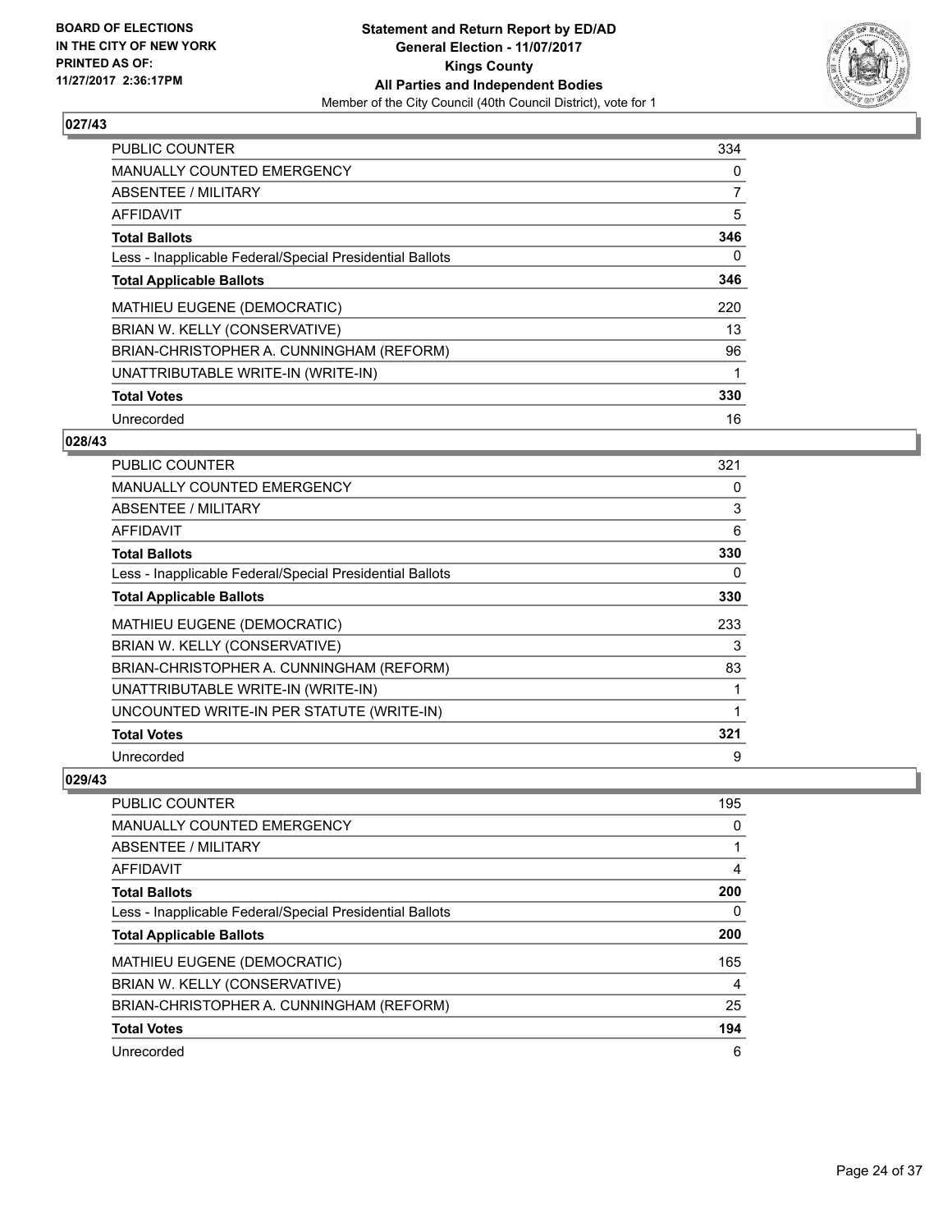BOARD OF ELECTIONS
IN THE CITY OF NEW YORK
PRINTED AS OF:
11/27/2017 2:36:17PM

**Statement and Return Report by ED/AD**
**General Election - 11/07/2017**
**Kings County**
**All Parties and Independent Bodies**
Member of the City Council (40th Council District), vote for 1

### 027/43

| | |
|---|---|
| PUBLIC COUNTER | 334 |
| MANUALLY COUNTED EMERGENCY | 0 |
| ABSENTEE / MILITARY | 7 |
| AFFIDAVIT | 5 |
| **Total Ballots** | **346** |
| Less - Inapplicable Federal/Special Presidential Ballots | 0 |
| **Total Applicable Ballots** | **346** |
| MATHIEU EUGENE (DEMOCRATIC) | 220 |
| BRIAN W. KELLY (CONSERVATIVE) | 13 |
| BRIAN-CHRISTOPHER A. CUNNINGHAM (REFORM) | 96 |
| UNATTRIBUTABLE WRITE-IN (WRITE-IN) | 1 |
| **Total Votes** | **330** |
| Unrecorded | 16 |

### 028/43

| | |
|---|---|
| PUBLIC COUNTER | 321 |
| MANUALLY COUNTED EMERGENCY | 0 |
| ABSENTEE / MILITARY | 3 |
| AFFIDAVIT | 6 |
| **Total Ballots** | **330** |
| Less - Inapplicable Federal/Special Presidential Ballots | 0 |
| **Total Applicable Ballots** | **330** |
| MATHIEU EUGENE (DEMOCRATIC) | 233 |
| BRIAN W. KELLY (CONSERVATIVE) | 3 |
| BRIAN-CHRISTOPHER A. CUNNINGHAM (REFORM) | 83 |
| UNATTRIBUTABLE WRITE-IN (WRITE-IN) | 1 |
| UNCOUNTED WRITE-IN PER STATUTE (WRITE-IN) | 1 |
| **Total Votes** | **321** |
| Unrecorded | 9 |

### 029/43

| | |
|---|---|
| PUBLIC COUNTER | 195 |
| MANUALLY COUNTED EMERGENCY | 0 |
| ABSENTEE / MILITARY | 1 |
| AFFIDAVIT | 4 |
| **Total Ballots** | **200** |
| Less - Inapplicable Federal/Special Presidential Ballots | 0 |
| **Total Applicable Ballots** | **200** |
| MATHIEU EUGENE (DEMOCRATIC) | 165 |
| BRIAN W. KELLY (CONSERVATIVE) | 4 |
| BRIAN-CHRISTOPHER A. CUNNINGHAM (REFORM) | 25 |
| **Total Votes** | **194** |
| Unrecorded | 6 |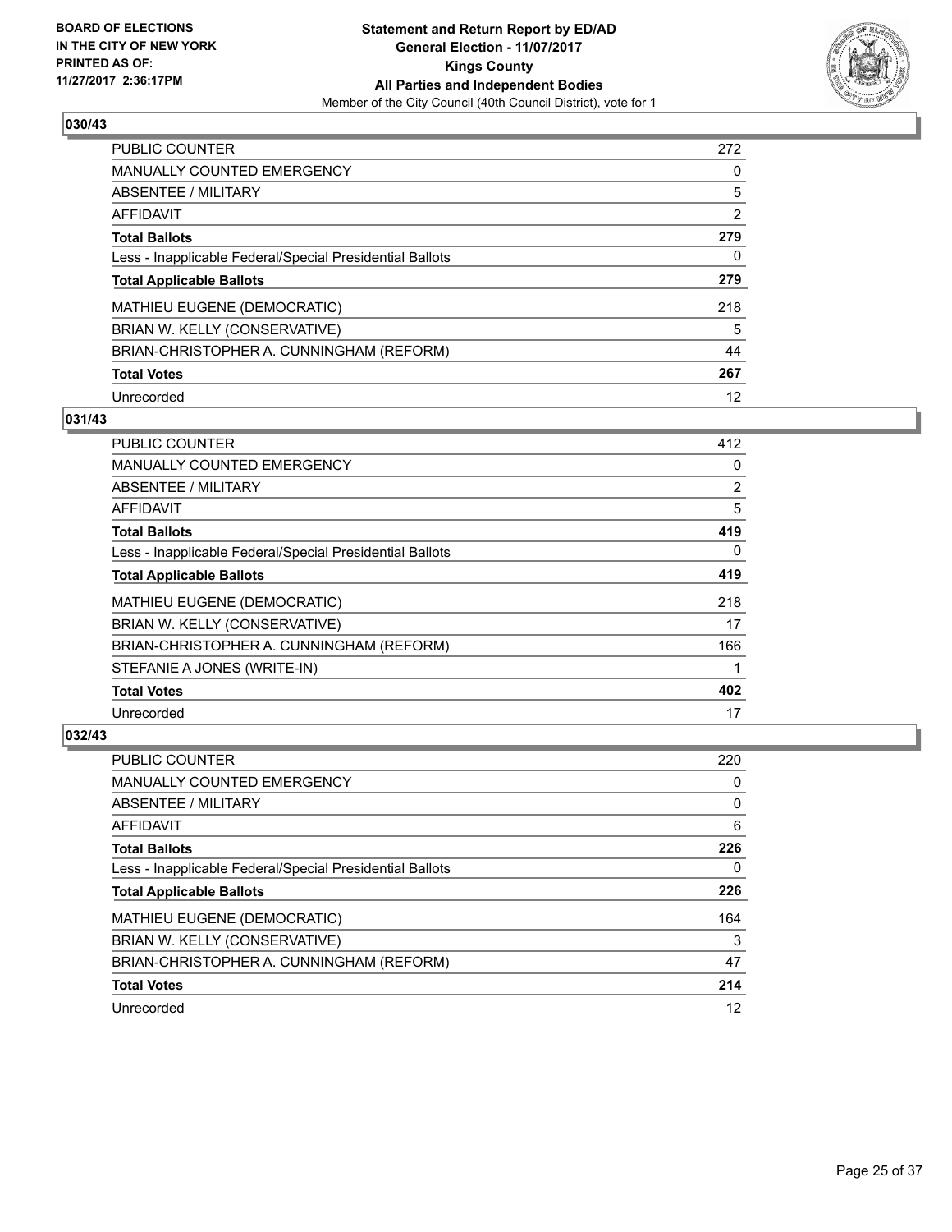**BOARD OF ELECTIONS IN THE CITY OF NEW YORK PRINTED AS OF: 11/27/2017 2:36:17PM**

**Statement and Return Report by ED/AD General Election - 11/07/2017 Kings County All Parties and Independent Bodies**
Member of the City Council (40th Council District), vote for 1

### 030/43

| | |
|---|---|
| PUBLIC COUNTER | 272 |
| MANUALLY COUNTED EMERGENCY | 0 |
| ABSENTEE / MILITARY | 5 |
| AFFIDAVIT | 2 |
| **Total Ballots** | **279** |
| Less - Inapplicable Federal/Special Presidential Ballots | 0 |
| **Total Applicable Ballots** | **279** |
| MATHIEU EUGENE (DEMOCRATIC) | 218 |
| BRIAN W. KELLY (CONSERVATIVE) | 5 |
| BRIAN-CHRISTOPHER A. CUNNINGHAM (REFORM) | 44 |
| **Total Votes** | **267** |
| Unrecorded | 12 |

### 031/43

| | |
|---|---|
| PUBLIC COUNTER | 412 |
| MANUALLY COUNTED EMERGENCY | 0 |
| ABSENTEE / MILITARY | 2 |
| AFFIDAVIT | 5 |
| **Total Ballots** | **419** |
| Less - Inapplicable Federal/Special Presidential Ballots | 0 |
| **Total Applicable Ballots** | **419** |
| MATHIEU EUGENE (DEMOCRATIC) | 218 |
| BRIAN W. KELLY (CONSERVATIVE) | 17 |
| BRIAN-CHRISTOPHER A. CUNNINGHAM (REFORM) | 166 |
| STEFANIE A JONES (WRITE-IN) | 1 |
| **Total Votes** | **402** |
| Unrecorded | 17 |

### 032/43

| | |
|---|---|
| PUBLIC COUNTER | 220 |
| MANUALLY COUNTED EMERGENCY | 0 |
| ABSENTEE / MILITARY | 0 |
| AFFIDAVIT | 6 |
| **Total Ballots** | **226** |
| Less - Inapplicable Federal/Special Presidential Ballots | 0 |
| **Total Applicable Ballots** | **226** |
| MATHIEU EUGENE (DEMOCRATIC) | 164 |
| BRIAN W. KELLY (CONSERVATIVE) | 3 |
| BRIAN-CHRISTOPHER A. CUNNINGHAM (REFORM) | 47 |
| **Total Votes** | **214** |
| Unrecorded | 12 |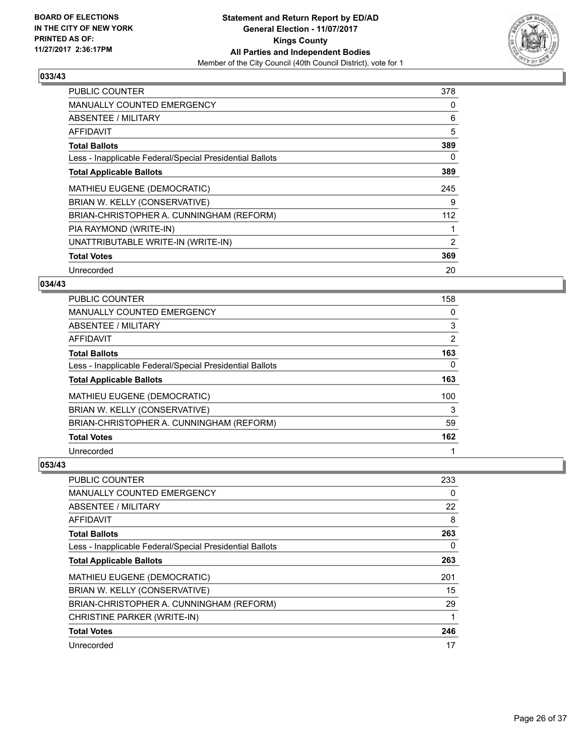**Statement and Return Report by ED/AD**
**General Election - 11/07/2017**
**Kings County**
**All Parties and Independent Bodies**
Member of the City Council (40th Council District), vote for 1

BOARD OF ELECTIONS
IN THE CITY OF NEW YORK
PRINTED AS OF:
11/27/2017 2:36:17PM

### 033/43

| | |
|---|---|
| PUBLIC COUNTER | 378 |
| MANUALLY COUNTED EMERGENCY | 0 |
| ABSENTEE / MILITARY | 6 |
| AFFIDAVIT | 5 |
| **Total Ballots** | **389** |
| Less - Inapplicable Federal/Special Presidential Ballots | 0 |
| **Total Applicable Ballots** | **389** |
| MATHIEU EUGENE (DEMOCRATIC) | 245 |
| BRIAN W. KELLY (CONSERVATIVE) | 9 |
| BRIAN-CHRISTOPHER A. CUNNINGHAM (REFORM) | 112 |
| PIA RAYMOND (WRITE-IN) | 1 |
| UNATTRIBUTABLE WRITE-IN (WRITE-IN) | 2 |
| **Total Votes** | **369** |
| Unrecorded | 20 |

### 034/43

| | |
|---|---|
| PUBLIC COUNTER | 158 |
| MANUALLY COUNTED EMERGENCY | 0 |
| ABSENTEE / MILITARY | 3 |
| AFFIDAVIT | 2 |
| **Total Ballots** | **163** |
| Less - Inapplicable Federal/Special Presidential Ballots | 0 |
| **Total Applicable Ballots** | **163** |
| MATHIEU EUGENE (DEMOCRATIC) | 100 |
| BRIAN W. KELLY (CONSERVATIVE) | 3 |
| BRIAN-CHRISTOPHER A. CUNNINGHAM (REFORM) | 59 |
| **Total Votes** | **162** |
| Unrecorded | 1 |

### 053/43

| | |
|---|---|
| PUBLIC COUNTER | 233 |
| MANUALLY COUNTED EMERGENCY | 0 |
| ABSENTEE / MILITARY | 22 |
| AFFIDAVIT | 8 |
| **Total Ballots** | **263** |
| Less - Inapplicable Federal/Special Presidential Ballots | 0 |
| **Total Applicable Ballots** | **263** |
| MATHIEU EUGENE (DEMOCRATIC) | 201 |
| BRIAN W. KELLY (CONSERVATIVE) | 15 |
| BRIAN-CHRISTOPHER A. CUNNINGHAM (REFORM) | 29 |
| CHRISTINE PARKER (WRITE-IN) | 1 |
| **Total Votes** | **246** |
| Unrecorded | 17 |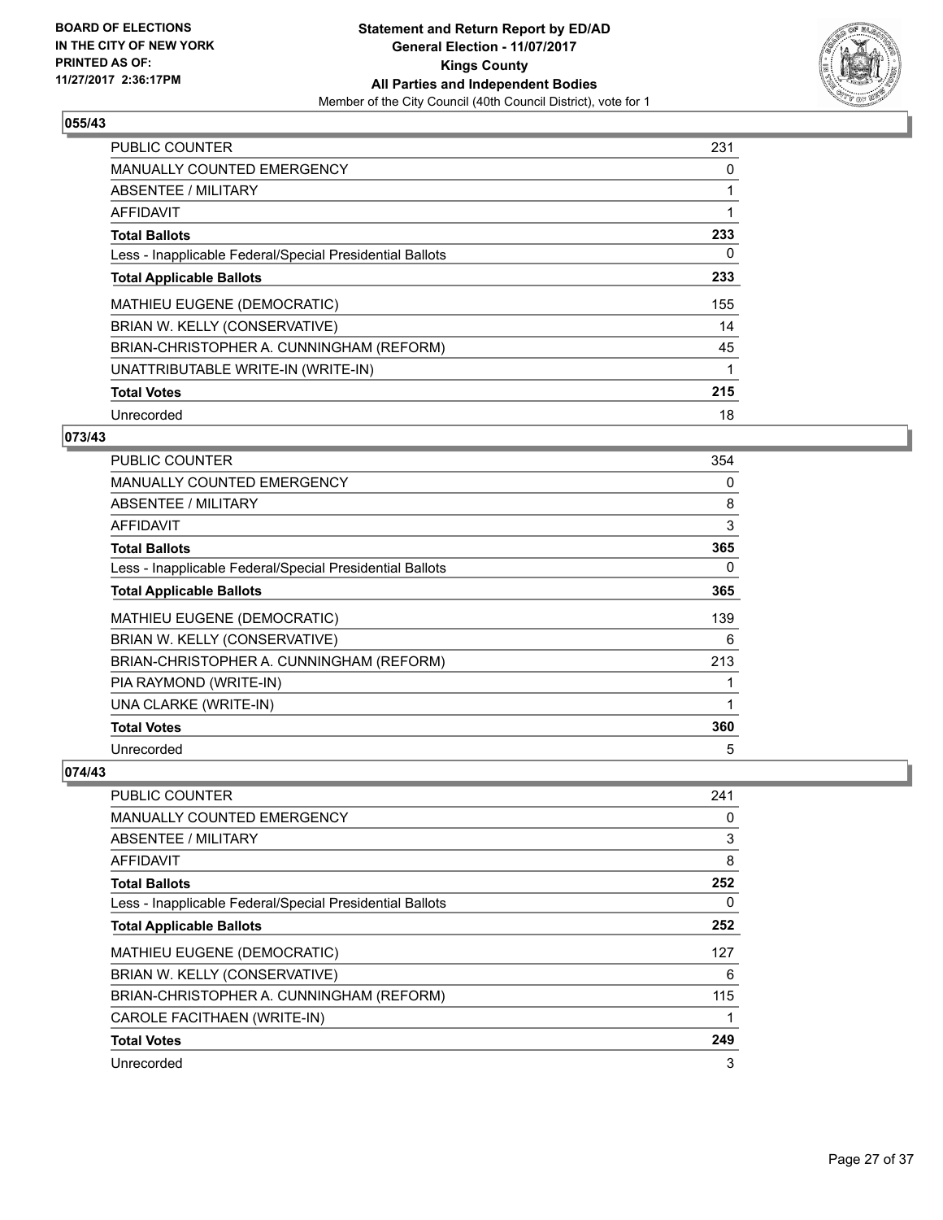**BOARD OF ELECTIONS IN THE CITY OF NEW YORK PRINTED AS OF: 11/27/2017 2:36:17PM**

**Statement and Return Report by ED/AD General Election - 11/07/2017 Kings County All Parties and Independent Bodies**
Member of the City Council (40th Council District), vote for 1

## 055/43

| | |
|---|---|
| PUBLIC COUNTER | 231 |
| MANUALLY COUNTED EMERGENCY | 0 |
| ABSENTEE / MILITARY | 1 |
| AFFIDAVIT | 1 |
| **Total Ballots** | **233** |
| Less - Inapplicable Federal/Special Presidential Ballots | 0 |
| **Total Applicable Ballots** | **233** |
| MATHIEU EUGENE (DEMOCRATIC) | 155 |
| BRIAN W. KELLY (CONSERVATIVE) | 14 |
| BRIAN-CHRISTOPHER A. CUNNINGHAM (REFORM) | 45 |
| UNATTRIBUTABLE WRITE-IN (WRITE-IN) | 1 |
| **Total Votes** | **215** |
| Unrecorded | 18 |

## 073/43

| | |
|---|---|
| PUBLIC COUNTER | 354 |
| MANUALLY COUNTED EMERGENCY | 0 |
| ABSENTEE / MILITARY | 8 |
| AFFIDAVIT | 3 |
| **Total Ballots** | **365** |
| Less - Inapplicable Federal/Special Presidential Ballots | 0 |
| **Total Applicable Ballots** | **365** |
| MATHIEU EUGENE (DEMOCRATIC) | 139 |
| BRIAN W. KELLY (CONSERVATIVE) | 6 |
| BRIAN-CHRISTOPHER A. CUNNINGHAM (REFORM) | 213 |
| PIA RAYMOND (WRITE-IN) | 1 |
| UNA CLARKE (WRITE-IN) | 1 |
| **Total Votes** | **360** |
| Unrecorded | 5 |

## 074/43

| | |
|---|---|
| PUBLIC COUNTER | 241 |
| MANUALLY COUNTED EMERGENCY | 0 |
| ABSENTEE / MILITARY | 3 |
| AFFIDAVIT | 8 |
| **Total Ballots** | **252** |
| Less - Inapplicable Federal/Special Presidential Ballots | 0 |
| **Total Applicable Ballots** | **252** |
| MATHIEU EUGENE (DEMOCRATIC) | 127 |
| BRIAN W. KELLY (CONSERVATIVE) | 6 |
| BRIAN-CHRISTOPHER A. CUNNINGHAM (REFORM) | 115 |
| CAROLE FACITHAEN (WRITE-IN) | 1 |
| **Total Votes** | **249** |
| Unrecorded | 3 |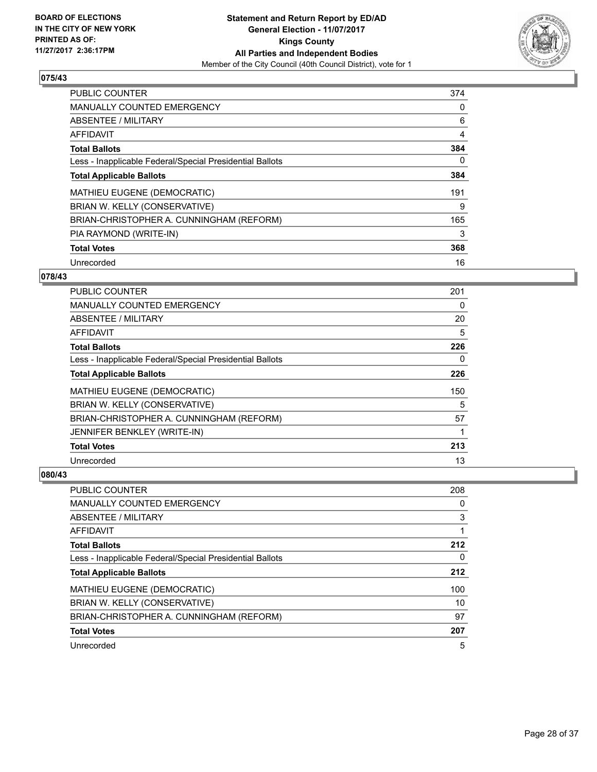**BOARD OF ELECTIONS IN THE CITY OF NEW YORK PRINTED AS OF: 11/27/2017 2:36:17PM**

**Statement and Return Report by ED/AD General Election - 11/07/2017 Kings County All Parties and Independent Bodies**
Member of the City Council (40th Council District), vote for 1

### 075/43

| | |
|---|---|
| PUBLIC COUNTER | 374 |
| MANUALLY COUNTED EMERGENCY | 0 |
| ABSENTEE / MILITARY | 6 |
| AFFIDAVIT | 4 |
| **Total Ballots** | **384** |
| Less - Inapplicable Federal/Special Presidential Ballots | 0 |
| **Total Applicable Ballots** | **384** |
| MATHIEU EUGENE (DEMOCRATIC) | 191 |
| BRIAN W. KELLY (CONSERVATIVE) | 9 |
| BRIAN-CHRISTOPHER A. CUNNINGHAM (REFORM) | 165 |
| PIA RAYMOND (WRITE-IN) | 3 |
| **Total Votes** | **368** |
| Unrecorded | 16 |

### 078/43

| | |
|---|---|
| PUBLIC COUNTER | 201 |
| MANUALLY COUNTED EMERGENCY | 0 |
| ABSENTEE / MILITARY | 20 |
| AFFIDAVIT | 5 |
| **Total Ballots** | **226** |
| Less - Inapplicable Federal/Special Presidential Ballots | 0 |
| **Total Applicable Ballots** | **226** |
| MATHIEU EUGENE (DEMOCRATIC) | 150 |
| BRIAN W. KELLY (CONSERVATIVE) | 5 |
| BRIAN-CHRISTOPHER A. CUNNINGHAM (REFORM) | 57 |
| JENNIFER BENKLEY (WRITE-IN) | 1 |
| **Total Votes** | **213** |
| Unrecorded | 13 |

### 080/43

| | |
|---|---|
| PUBLIC COUNTER | 208 |
| MANUALLY COUNTED EMERGENCY | 0 |
| ABSENTEE / MILITARY | 3 |
| AFFIDAVIT | 1 |
| **Total Ballots** | **212** |
| Less - Inapplicable Federal/Special Presidential Ballots | 0 |
| **Total Applicable Ballots** | **212** |
| MATHIEU EUGENE (DEMOCRATIC) | 100 |
| BRIAN W. KELLY (CONSERVATIVE) | 10 |
| BRIAN-CHRISTOPHER A. CUNNINGHAM (REFORM) | 97 |
| **Total Votes** | **207** |
| Unrecorded | 5 |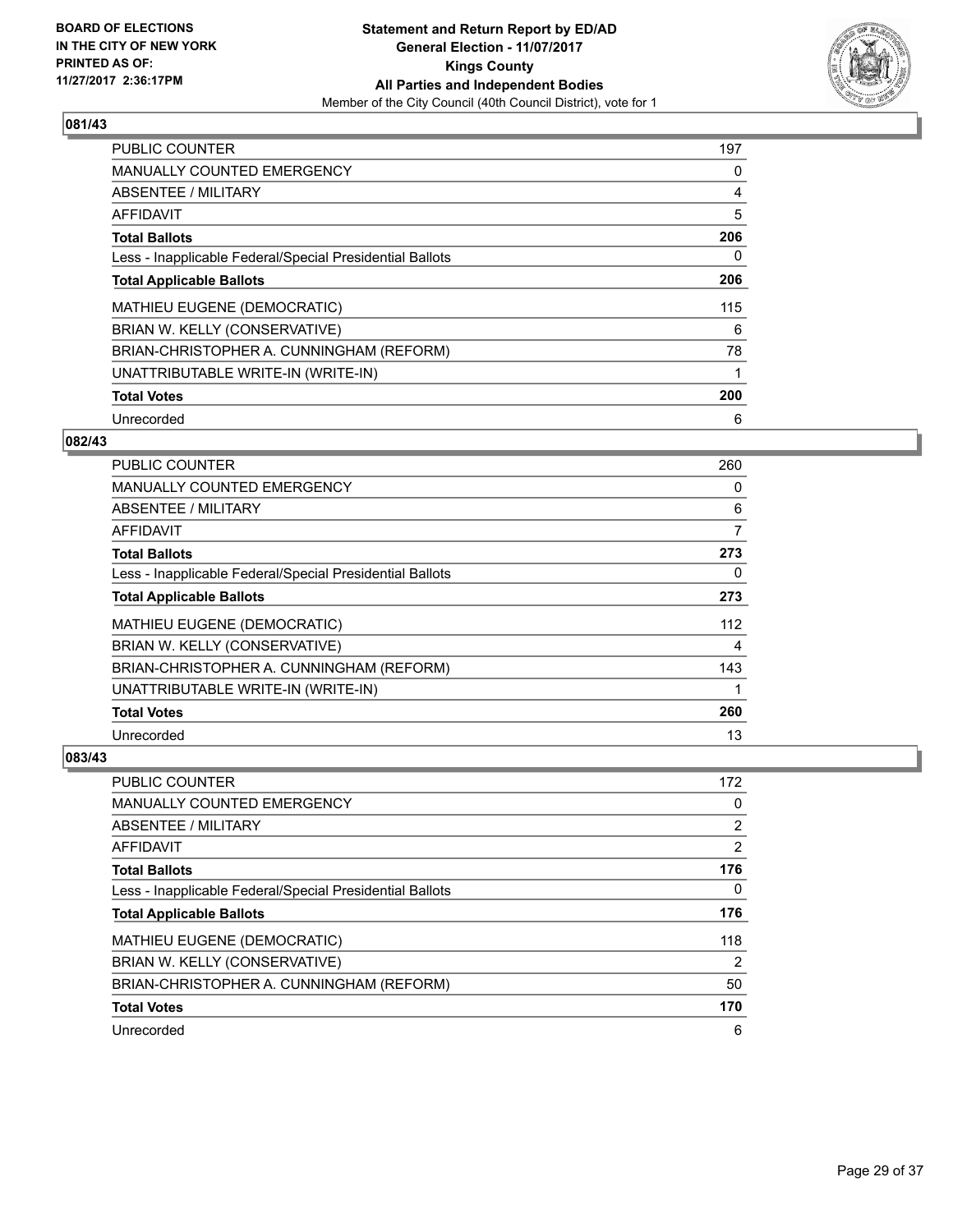**BOARD OF ELECTIONS IN THE CITY OF NEW YORK PRINTED AS OF: 11/27/2017 2:36:17PM**

**Statement and Return Report by ED/AD General Election - 11/07/2017 Kings County All Parties and Independent Bodies**

Member of the City Council (40th Council District), vote for 1

## 081/43

| | |
|---|---|
| PUBLIC COUNTER | 197 |
| MANUALLY COUNTED EMERGENCY | 0 |
| ABSENTEE / MILITARY | 4 |
| AFFIDAVIT | 5 |
| **Total Ballots** | **206** |
| Less - Inapplicable Federal/Special Presidential Ballots | 0 |
| **Total Applicable Ballots** | **206** |
| MATHIEU EUGENE (DEMOCRATIC) | 115 |
| BRIAN W. KELLY (CONSERVATIVE) | 6 |
| BRIAN-CHRISTOPHER A. CUNNINGHAM (REFORM) | 78 |
| UNATTRIBUTABLE WRITE-IN (WRITE-IN) | 1 |
| **Total Votes** | **200** |
| Unrecorded | 6 |

## 082/43

| | |
|---|---|
| PUBLIC COUNTER | 260 |
| MANUALLY COUNTED EMERGENCY | 0 |
| ABSENTEE / MILITARY | 6 |
| AFFIDAVIT | 7 |
| **Total Ballots** | **273** |
| Less - Inapplicable Federal/Special Presidential Ballots | 0 |
| **Total Applicable Ballots** | **273** |
| MATHIEU EUGENE (DEMOCRATIC) | 112 |
| BRIAN W. KELLY (CONSERVATIVE) | 4 |
| BRIAN-CHRISTOPHER A. CUNNINGHAM (REFORM) | 143 |
| UNATTRIBUTABLE WRITE-IN (WRITE-IN) | 1 |
| **Total Votes** | **260** |
| Unrecorded | 13 |

## 083/43

| | |
|---|---|
| PUBLIC COUNTER | 172 |
| MANUALLY COUNTED EMERGENCY | 0 |
| ABSENTEE / MILITARY | 2 |
| AFFIDAVIT | 2 |
| **Total Ballots** | **176** |
| Less - Inapplicable Federal/Special Presidential Ballots | 0 |
| **Total Applicable Ballots** | **176** |
| MATHIEU EUGENE (DEMOCRATIC) | 118 |
| BRIAN W. KELLY (CONSERVATIVE) | 2 |
| BRIAN-CHRISTOPHER A. CUNNINGHAM (REFORM) | 50 |
| **Total Votes** | **170** |
| Unrecorded | 6 |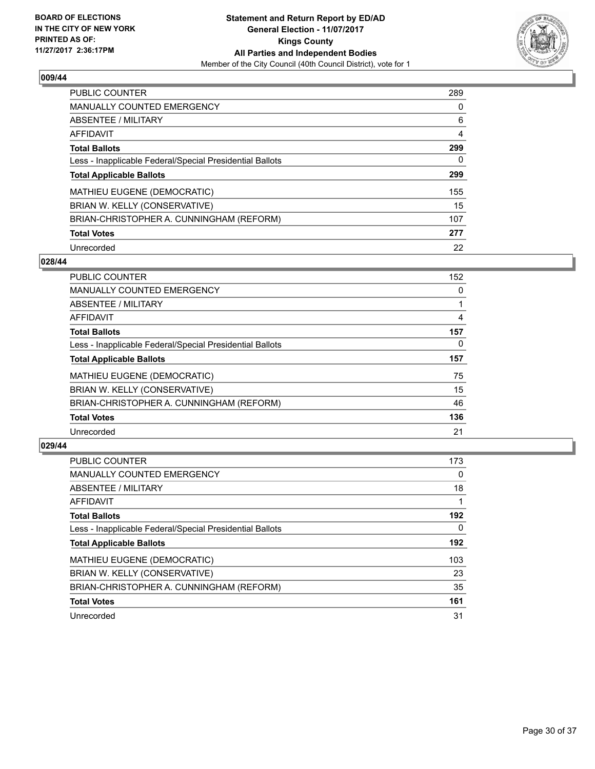**BOARD OF ELECTIONS IN THE CITY OF NEW YORK PRINTED AS OF: 11/27/2017 2:36:17PM**

**Statement and Return Report by ED/AD**
**General Election - 11/07/2017**
**Kings County**
**All Parties and Independent Bodies**
Member of the City Council (40th Council District), vote for 1

### 009/44

| | |
|---|---|
| PUBLIC COUNTER | 289 |
| MANUALLY COUNTED EMERGENCY | 0 |
| ABSENTEE / MILITARY | 6 |
| AFFIDAVIT | 4 |
| **Total Ballots** | **299** |
| Less - Inapplicable Federal/Special Presidential Ballots | 0 |
| **Total Applicable Ballots** | **299** |
| MATHIEU EUGENE (DEMOCRATIC) | 155 |
| BRIAN W. KELLY (CONSERVATIVE) | 15 |
| BRIAN-CHRISTOPHER A. CUNNINGHAM (REFORM) | 107 |
| **Total Votes** | **277** |
| Unrecorded | 22 |

### 028/44

| | |
|---|---|
| PUBLIC COUNTER | 152 |
| MANUALLY COUNTED EMERGENCY | 0 |
| ABSENTEE / MILITARY | 1 |
| AFFIDAVIT | 4 |
| **Total Ballots** | **157** |
| Less - Inapplicable Federal/Special Presidential Ballots | 0 |
| **Total Applicable Ballots** | **157** |
| MATHIEU EUGENE (DEMOCRATIC) | 75 |
| BRIAN W. KELLY (CONSERVATIVE) | 15 |
| BRIAN-CHRISTOPHER A. CUNNINGHAM (REFORM) | 46 |
| **Total Votes** | **136** |
| Unrecorded | 21 |

### 029/44

| | |
|---|---|
| PUBLIC COUNTER | 173 |
| MANUALLY COUNTED EMERGENCY | 0 |
| ABSENTEE / MILITARY | 18 |
| AFFIDAVIT | 1 |
| **Total Ballots** | **192** |
| Less - Inapplicable Federal/Special Presidential Ballots | 0 |
| **Total Applicable Ballots** | **192** |
| MATHIEU EUGENE (DEMOCRATIC) | 103 |
| BRIAN W. KELLY (CONSERVATIVE) | 23 |
| BRIAN-CHRISTOPHER A. CUNNINGHAM (REFORM) | 35 |
| **Total Votes** | **161** |
| Unrecorded | 31 |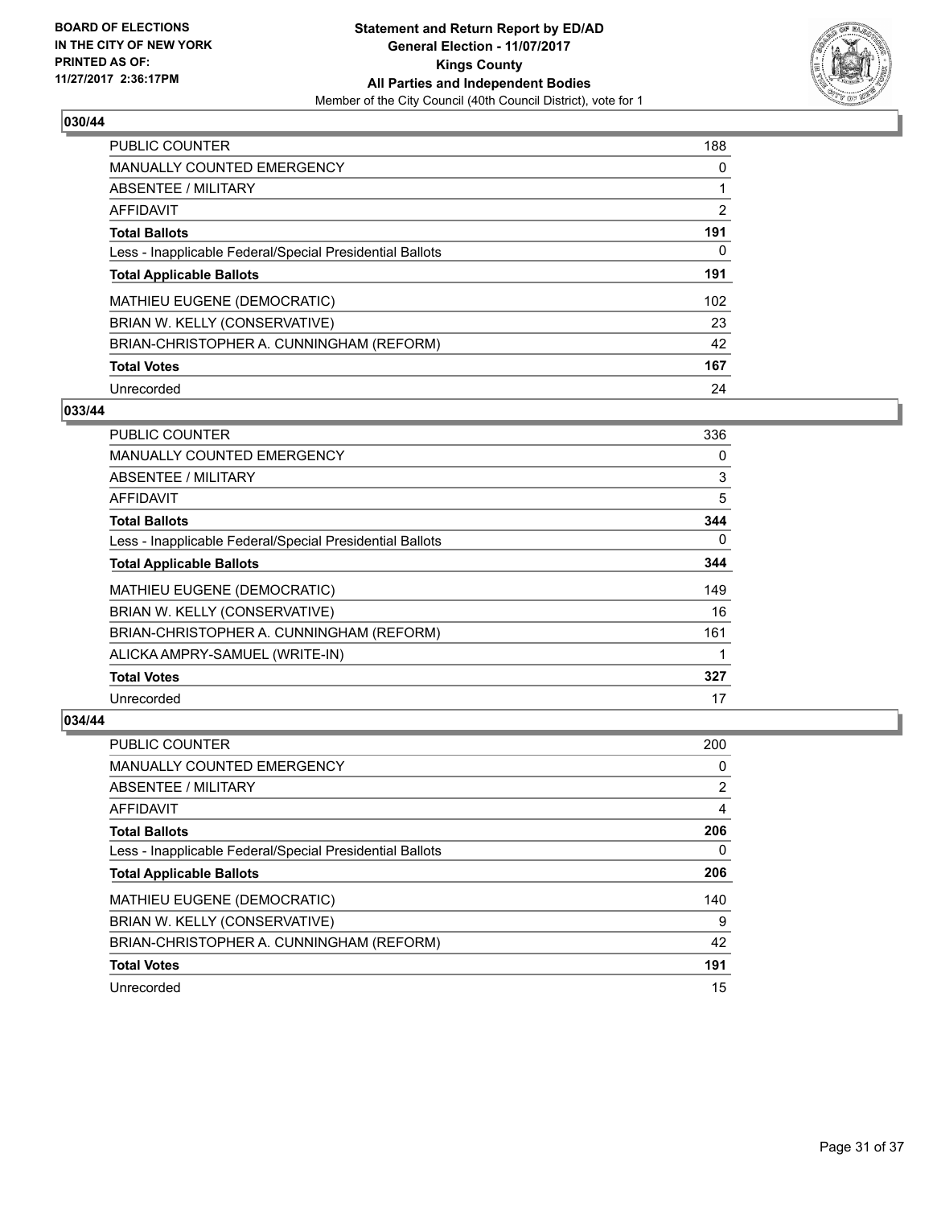**BOARD OF ELECTIONS IN THE CITY OF NEW YORK PRINTED AS OF: 11/27/2017 2:36:17PM**

**Statement and Return Report by ED/AD**
**General Election - 11/07/2017**
**Kings County**
**All Parties and Independent Bodies**
Member of the City Council (40th Council District), vote for 1

## 030/44

| | |
|---|---|
| PUBLIC COUNTER | 188 |
| MANUALLY COUNTED EMERGENCY | 0 |
| ABSENTEE / MILITARY | 1 |
| AFFIDAVIT | 2 |
| **Total Ballots** | **191** |
| Less - Inapplicable Federal/Special Presidential Ballots | 0 |
| **Total Applicable Ballots** | **191** |
| MATHIEU EUGENE (DEMOCRATIC) | 102 |
| BRIAN W. KELLY (CONSERVATIVE) | 23 |
| BRIAN-CHRISTOPHER A. CUNNINGHAM (REFORM) | 42 |
| **Total Votes** | **167** |
| Unrecorded | 24 |

## 033/44

| | |
|---|---|
| PUBLIC COUNTER | 336 |
| MANUALLY COUNTED EMERGENCY | 0 |
| ABSENTEE / MILITARY | 3 |
| AFFIDAVIT | 5 |
| **Total Ballots** | **344** |
| Less - Inapplicable Federal/Special Presidential Ballots | 0 |
| **Total Applicable Ballots** | **344** |
| MATHIEU EUGENE (DEMOCRATIC) | 149 |
| BRIAN W. KELLY (CONSERVATIVE) | 16 |
| BRIAN-CHRISTOPHER A. CUNNINGHAM (REFORM) | 161 |
| ALICKA AMPRY-SAMUEL (WRITE-IN) | 1 |
| **Total Votes** | **327** |
| Unrecorded | 17 |

## 034/44

| | |
|---|---|
| PUBLIC COUNTER | 200 |
| MANUALLY COUNTED EMERGENCY | 0 |
| ABSENTEE / MILITARY | 2 |
| AFFIDAVIT | 4 |
| **Total Ballots** | **206** |
| Less - Inapplicable Federal/Special Presidential Ballots | 0 |
| **Total Applicable Ballots** | **206** |
| MATHIEU EUGENE (DEMOCRATIC) | 140 |
| BRIAN W. KELLY (CONSERVATIVE) | 9 |
| BRIAN-CHRISTOPHER A. CUNNINGHAM (REFORM) | 42 |
| **Total Votes** | **191** |
| Unrecorded | 15 |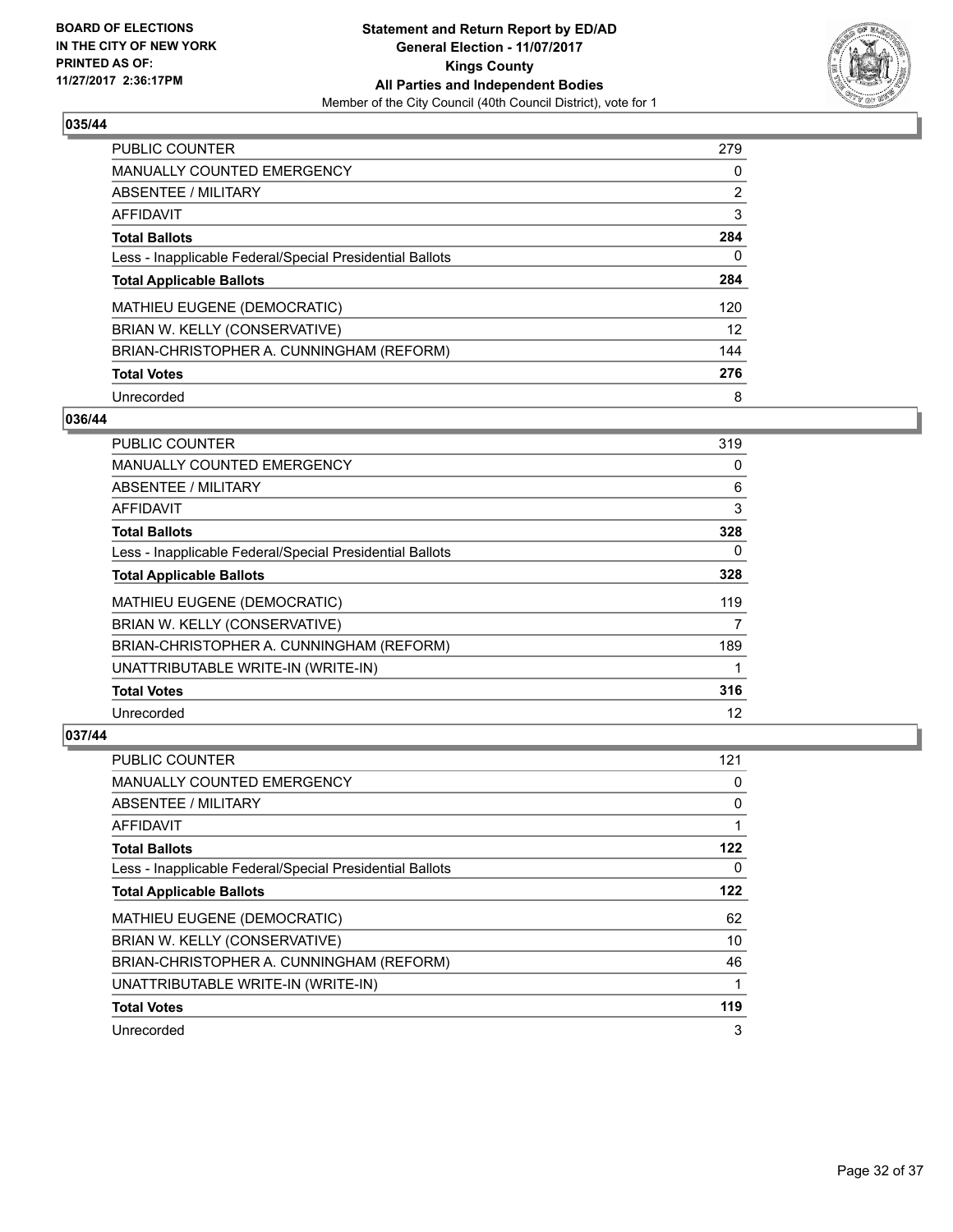BOARD OF ELECTIONS
IN THE CITY OF NEW YORK
PRINTED AS OF:
11/27/2017 2:36:17PM

**Statement and Return Report by ED/AD**
**General Election - 11/07/2017**
**Kings County**
**All Parties and Independent Bodies**
Member of the City Council (40th Council District), vote for 1

### 035/44

| | |
|---|---|
| PUBLIC COUNTER | 279 |
| MANUALLY COUNTED EMERGENCY | 0 |
| ABSENTEE / MILITARY | 2 |
| AFFIDAVIT | 3 |
| **Total Ballots** | **284** |
| Less - Inapplicable Federal/Special Presidential Ballots | 0 |
| **Total Applicable Ballots** | **284** |
| MATHIEU EUGENE (DEMOCRATIC) | 120 |
| BRIAN W. KELLY (CONSERVATIVE) | 12 |
| BRIAN-CHRISTOPHER A. CUNNINGHAM (REFORM) | 144 |
| **Total Votes** | **276** |
| Unrecorded | 8 |

### 036/44

| | |
|---|---|
| PUBLIC COUNTER | 319 |
| MANUALLY COUNTED EMERGENCY | 0 |
| ABSENTEE / MILITARY | 6 |
| AFFIDAVIT | 3 |
| **Total Ballots** | **328** |
| Less - Inapplicable Federal/Special Presidential Ballots | 0 |
| **Total Applicable Ballots** | **328** |
| MATHIEU EUGENE (DEMOCRATIC) | 119 |
| BRIAN W. KELLY (CONSERVATIVE) | 7 |
| BRIAN-CHRISTOPHER A. CUNNINGHAM (REFORM) | 189 |
| UNATTRIBUTABLE WRITE-IN (WRITE-IN) | 1 |
| **Total Votes** | **316** |
| Unrecorded | 12 |

### 037/44

| | |
|---|---|
| PUBLIC COUNTER | 121 |
| MANUALLY COUNTED EMERGENCY | 0 |
| ABSENTEE / MILITARY | 0 |
| AFFIDAVIT | 1 |
| **Total Ballots** | **122** |
| Less - Inapplicable Federal/Special Presidential Ballots | 0 |
| **Total Applicable Ballots** | **122** |
| MATHIEU EUGENE (DEMOCRATIC) | 62 |
| BRIAN W. KELLY (CONSERVATIVE) | 10 |
| BRIAN-CHRISTOPHER A. CUNNINGHAM (REFORM) | 46 |
| UNATTRIBUTABLE WRITE-IN (WRITE-IN) | 1 |
| **Total Votes** | **119** |
| Unrecorded | 3 |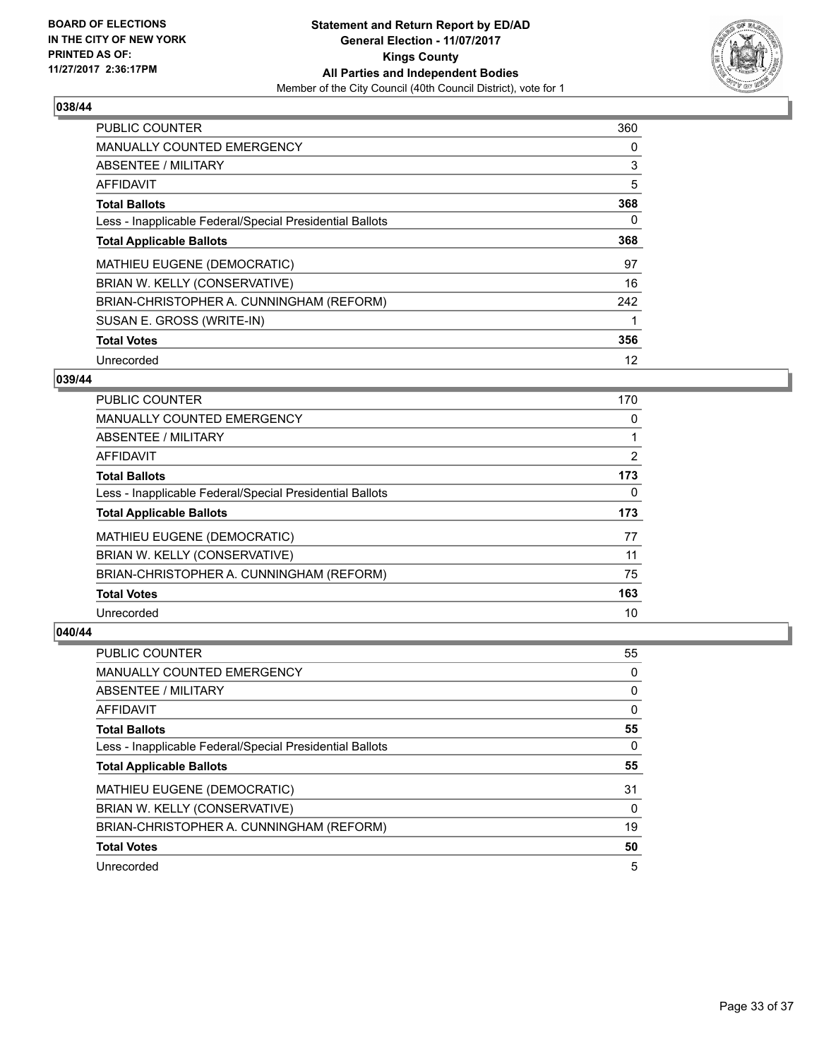BOARD OF ELECTIONS
IN THE CITY OF NEW YORK
PRINTED AS OF:
11/27/2017 2:36:17PM

**Statement and Return Report by ED/AD**
**General Election - 11/07/2017**
**Kings County**
**All Parties and Independent Bodies**
Member of the City Council (40th Council District), vote for 1

### 038/44

| | |
|---|---|
| PUBLIC COUNTER | 360 |
| MANUALLY COUNTED EMERGENCY | 0 |
| ABSENTEE / MILITARY | 3 |
| AFFIDAVIT | 5 |
| **Total Ballots** | **368** |
| Less - Inapplicable Federal/Special Presidential Ballots | 0 |
| **Total Applicable Ballots** | **368** |
| MATHIEU EUGENE (DEMOCRATIC) | 97 |
| BRIAN W. KELLY (CONSERVATIVE) | 16 |
| BRIAN-CHRISTOPHER A. CUNNINGHAM (REFORM) | 242 |
| SUSAN E. GROSS (WRITE-IN) | 1 |
| **Total Votes** | **356** |
| Unrecorded | 12 |

### 039/44

| | |
|---|---|
| PUBLIC COUNTER | 170 |
| MANUALLY COUNTED EMERGENCY | 0 |
| ABSENTEE / MILITARY | 1 |
| AFFIDAVIT | 2 |
| **Total Ballots** | **173** |
| Less - Inapplicable Federal/Special Presidential Ballots | 0 |
| **Total Applicable Ballots** | **173** |
| MATHIEU EUGENE (DEMOCRATIC) | 77 |
| BRIAN W. KELLY (CONSERVATIVE) | 11 |
| BRIAN-CHRISTOPHER A. CUNNINGHAM (REFORM) | 75 |
| **Total Votes** | **163** |
| Unrecorded | 10 |

### 040/44

| | |
|---|---|
| PUBLIC COUNTER | 55 |
| MANUALLY COUNTED EMERGENCY | 0 |
| ABSENTEE / MILITARY | 0 |
| AFFIDAVIT | 0 |
| **Total Ballots** | **55** |
| Less - Inapplicable Federal/Special Presidential Ballots | 0 |
| **Total Applicable Ballots** | **55** |
| MATHIEU EUGENE (DEMOCRATIC) | 31 |
| BRIAN W. KELLY (CONSERVATIVE) | 0 |
| BRIAN-CHRISTOPHER A. CUNNINGHAM (REFORM) | 19 |
| **Total Votes** | **50** |
| Unrecorded | 5 |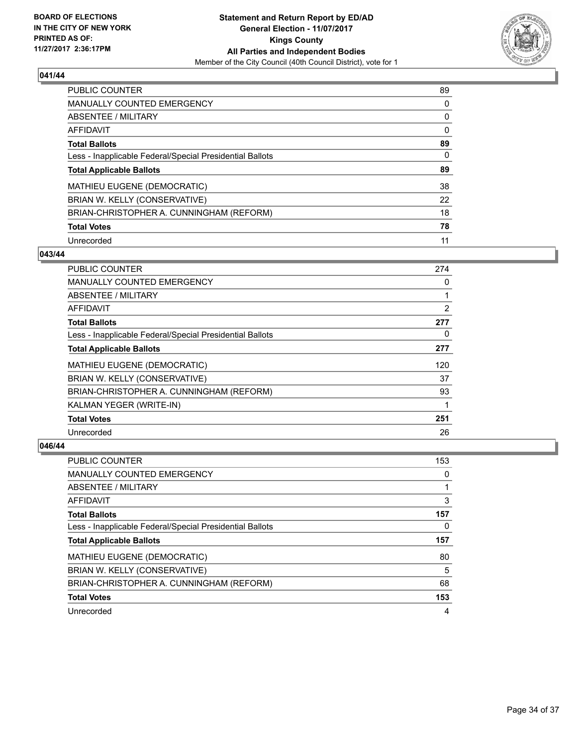**Statement and Return Report by ED/AD**
**General Election - 11/07/2017**
**Kings County**
**All Parties and Independent Bodies**
Member of the City Council (40th Council District), vote for 1

BOARD OF ELECTIONS IN THE CITY OF NEW YORK PRINTED AS OF: 11/27/2017 2:36:17PM

### 041/44

| | |
|---|---|
| PUBLIC COUNTER | 89 |
| MANUALLY COUNTED EMERGENCY | 0 |
| ABSENTEE / MILITARY | 0 |
| AFFIDAVIT | 0 |
| **Total Ballots** | **89** |
| Less - Inapplicable Federal/Special Presidential Ballots | 0 |
| **Total Applicable Ballots** | **89** |
| MATHIEU EUGENE (DEMOCRATIC) | 38 |
| BRIAN W. KELLY (CONSERVATIVE) | 22 |
| BRIAN-CHRISTOPHER A. CUNNINGHAM (REFORM) | 18 |
| **Total Votes** | **78** |
| Unrecorded | 11 |

### 043/44

| | |
|---|---|
| PUBLIC COUNTER | 274 |
| MANUALLY COUNTED EMERGENCY | 0 |
| ABSENTEE / MILITARY | 1 |
| AFFIDAVIT | 2 |
| **Total Ballots** | **277** |
| Less - Inapplicable Federal/Special Presidential Ballots | 0 |
| **Total Applicable Ballots** | **277** |
| MATHIEU EUGENE (DEMOCRATIC) | 120 |
| BRIAN W. KELLY (CONSERVATIVE) | 37 |
| BRIAN-CHRISTOPHER A. CUNNINGHAM (REFORM) | 93 |
| KALMAN YEGER (WRITE-IN) | 1 |
| **Total Votes** | **251** |
| Unrecorded | 26 |

### 046/44

| | |
|---|---|
| PUBLIC COUNTER | 153 |
| MANUALLY COUNTED EMERGENCY | 0 |
| ABSENTEE / MILITARY | 1 |
| AFFIDAVIT | 3 |
| **Total Ballots** | **157** |
| Less - Inapplicable Federal/Special Presidential Ballots | 0 |
| **Total Applicable Ballots** | **157** |
| MATHIEU EUGENE (DEMOCRATIC) | 80 |
| BRIAN W. KELLY (CONSERVATIVE) | 5 |
| BRIAN-CHRISTOPHER A. CUNNINGHAM (REFORM) | 68 |
| **Total Votes** | **153** |
| Unrecorded | 4 |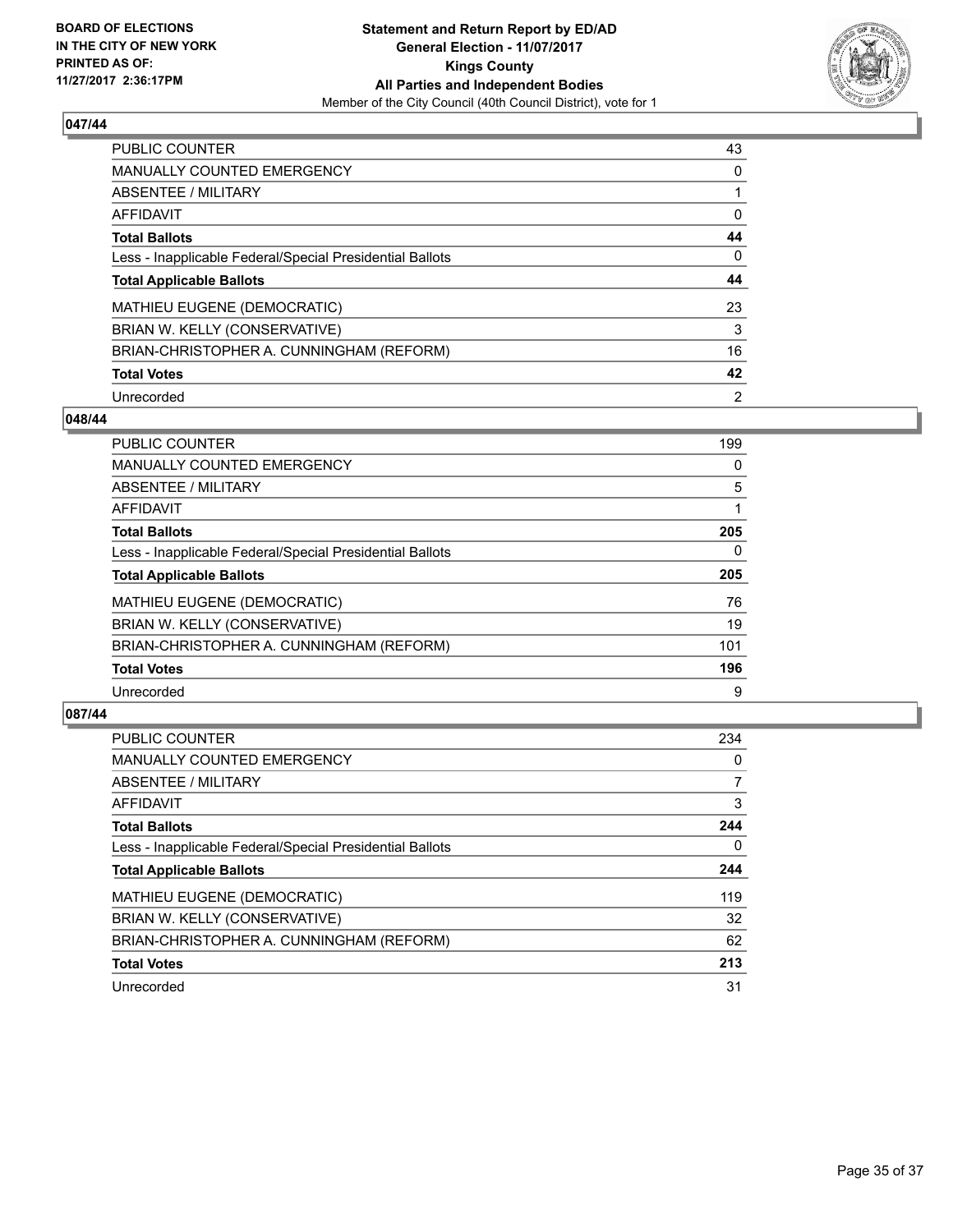**BOARD OF ELECTIONS IN THE CITY OF NEW YORK PRINTED AS OF: 11/27/2017 2:36:17PM**

**Statement and Return Report by ED/AD**
**General Election - 11/07/2017**
**Kings County**
**All Parties and Independent Bodies**
Member of the City Council (40th Council District), vote for 1

### 047/44

| | |
|---|---|
| PUBLIC COUNTER | 43 |
| MANUALLY COUNTED EMERGENCY | 0 |
| ABSENTEE / MILITARY | 1 |
| AFFIDAVIT | 0 |
| **Total Ballots** | **44** |
| Less - Inapplicable Federal/Special Presidential Ballots | 0 |
| **Total Applicable Ballots** | **44** |
| MATHIEU EUGENE (DEMOCRATIC) | 23 |
| BRIAN W. KELLY (CONSERVATIVE) | 3 |
| BRIAN-CHRISTOPHER A. CUNNINGHAM (REFORM) | 16 |
| **Total Votes** | **42** |
| Unrecorded | 2 |

### 048/44

| | |
|---|---|
| PUBLIC COUNTER | 199 |
| MANUALLY COUNTED EMERGENCY | 0 |
| ABSENTEE / MILITARY | 5 |
| AFFIDAVIT | 1 |
| **Total Ballots** | **205** |
| Less - Inapplicable Federal/Special Presidential Ballots | 0 |
| **Total Applicable Ballots** | **205** |
| MATHIEU EUGENE (DEMOCRATIC) | 76 |
| BRIAN W. KELLY (CONSERVATIVE) | 19 |
| BRIAN-CHRISTOPHER A. CUNNINGHAM (REFORM) | 101 |
| **Total Votes** | **196** |
| Unrecorded | 9 |

### 087/44

| | |
|---|---|
| PUBLIC COUNTER | 234 |
| MANUALLY COUNTED EMERGENCY | 0 |
| ABSENTEE / MILITARY | 7 |
| AFFIDAVIT | 3 |
| **Total Ballots** | **244** |
| Less - Inapplicable Federal/Special Presidential Ballots | 0 |
| **Total Applicable Ballots** | **244** |
| MATHIEU EUGENE (DEMOCRATIC) | 119 |
| BRIAN W. KELLY (CONSERVATIVE) | 32 |
| BRIAN-CHRISTOPHER A. CUNNINGHAM (REFORM) | 62 |
| **Total Votes** | **213** |
| Unrecorded | 31 |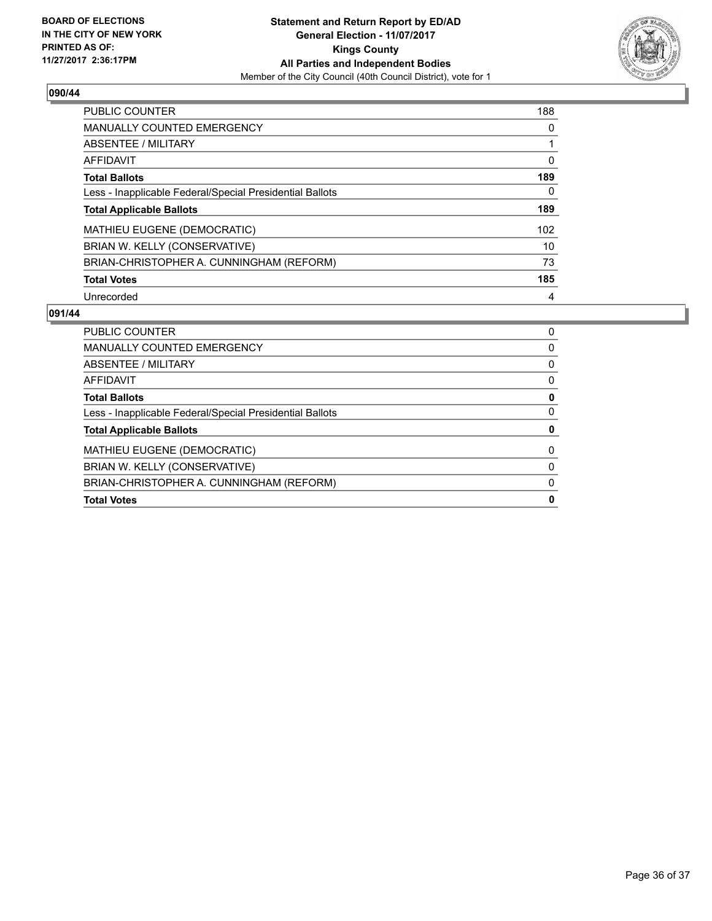BOARD OF ELECTIONS
IN THE CITY OF NEW YORK
PRINTED AS OF:
11/27/2017 2:36:17PM

**Statement and Return Report by ED/AD**
**General Election - 11/07/2017**
**Kings County**
**All Parties and Independent Bodies**
Member of the City Council (40th Council District), vote for 1

## 090/44

| | |
|---|---|
| PUBLIC COUNTER | 188 |
| MANUALLY COUNTED EMERGENCY | 0 |
| ABSENTEE / MILITARY | 1 |
| AFFIDAVIT | 0 |
| **Total Ballots** | **189** |
| Less - Inapplicable Federal/Special Presidential Ballots | 0 |
| **Total Applicable Ballots** | **189** |
| MATHIEU EUGENE (DEMOCRATIC) | 102 |
| BRIAN W. KELLY (CONSERVATIVE) | 10 |
| BRIAN-CHRISTOPHER A. CUNNINGHAM (REFORM) | 73 |
| **Total Votes** | **185** |
| Unrecorded | 4 |

## 091/44

| | |
|---|---|
| PUBLIC COUNTER | 0 |
| MANUALLY COUNTED EMERGENCY | 0 |
| ABSENTEE / MILITARY | 0 |
| AFFIDAVIT | 0 |
| **Total Ballots** | **0** |
| Less - Inapplicable Federal/Special Presidential Ballots | 0 |
| **Total Applicable Ballots** | **0** |
| MATHIEU EUGENE (DEMOCRATIC) | 0 |
| BRIAN W. KELLY (CONSERVATIVE) | 0 |
| BRIAN-CHRISTOPHER A. CUNNINGHAM (REFORM) | 0 |
| **Total Votes** | **0** |